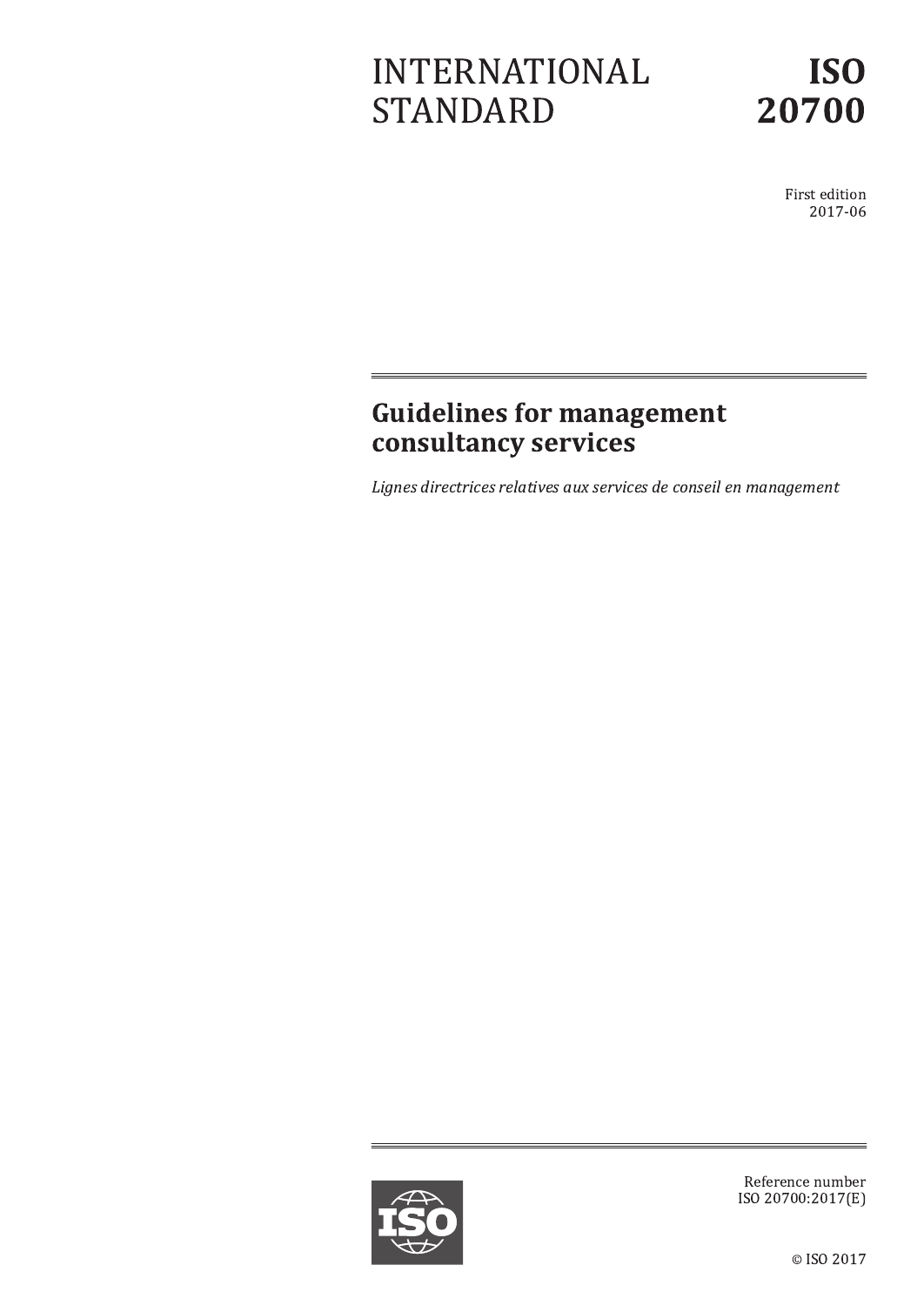INTERNATIONAL STANDARD

**ISO 20700**

First edition
2017-06

# Guidelines for management consultancy services

*Lignes directrices relatives aux services de conseil en management*

Reference number
ISO 20700:2017(E)

© ISO 2017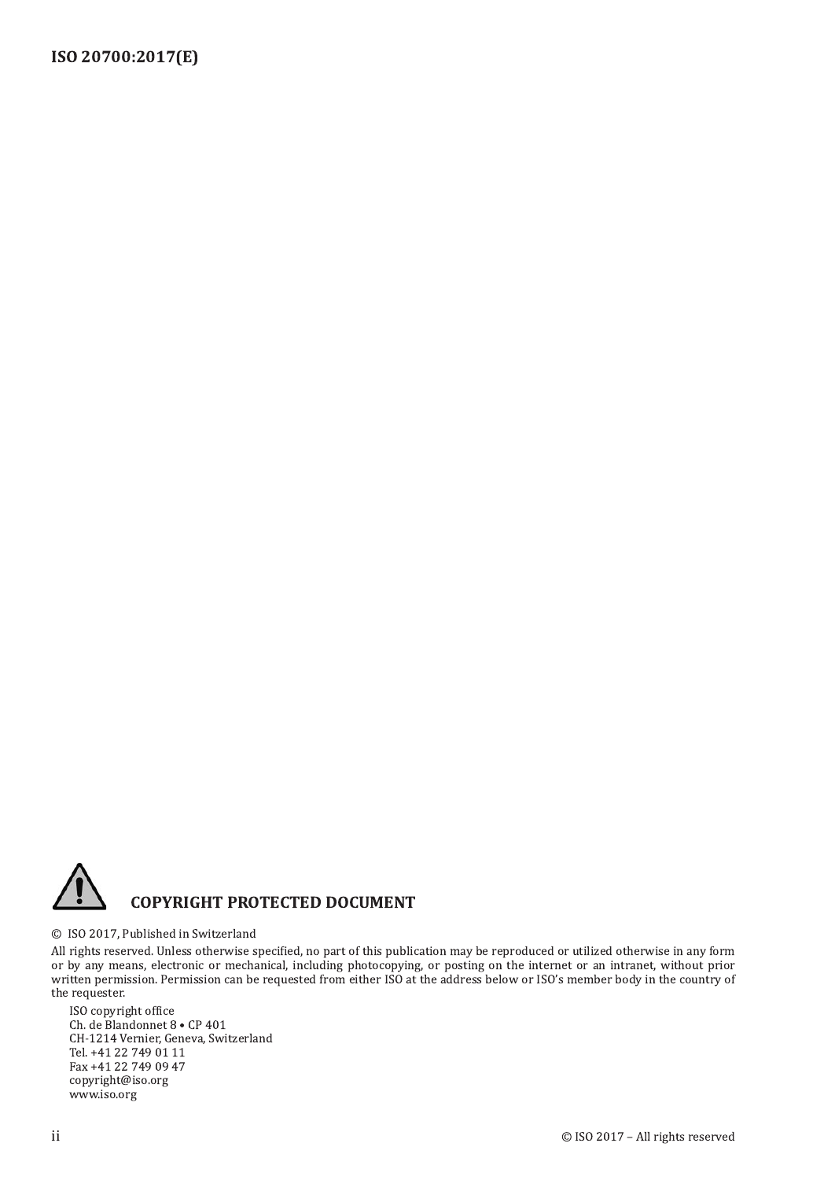**COPYRIGHT PROTECTED DOCUMENT**

© ISO 2017, Published in Switzerland

All rights reserved. Unless otherwise specified, no part of this publication may be reproduced or utilized otherwise in any form or by any means, electronic or mechanical, including photocopying, or posting on the internet or an intranet, without prior written permission. Permission can be requested from either ISO at the address below or ISO's member body in the country of the requester.

ISO copyright office
Ch. de Blandonnet 8 • CP 401
CH-1214 Vernier, Geneva, Switzerland
Tel. +41 22 749 01 11
Fax +41 22 749 09 47
copyright@iso.org
www.iso.org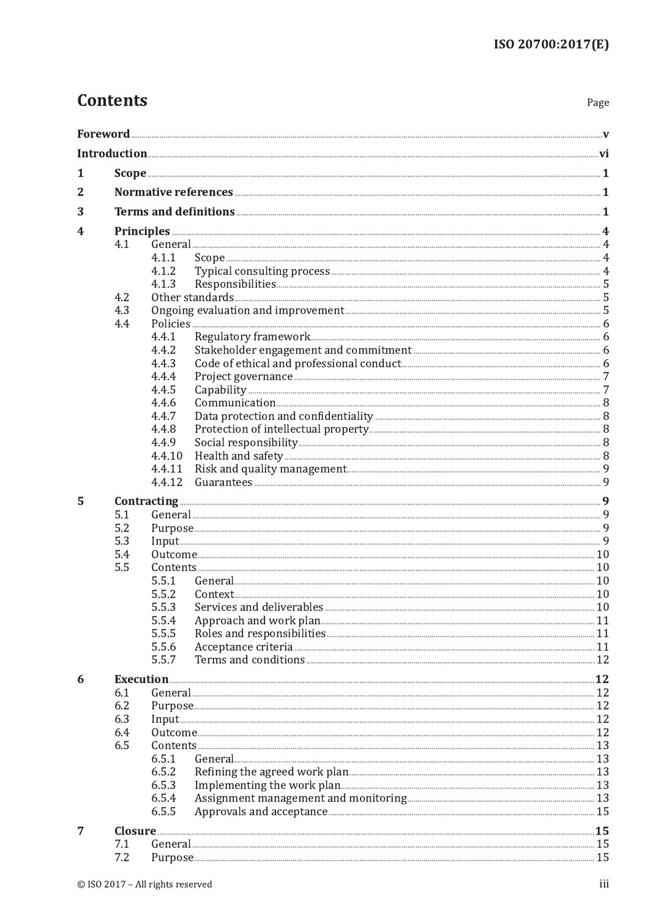# Contents

| | | Page |
|---|---|---|
| **Foreword** | | **v** |
| **Introduction** | | **vi** |
| **1** | **Scope** | **1** |
| **2** | **Normative references** | **1** |
| **3** | **Terms and definitions** | **1** |
| **4** | **Principles** | **4** |
| 4.1 | General | 4 |
| 4.1.1 | Scope | 4 |
| 4.1.2 | Typical consulting process | 4 |
| 4.1.3 | Responsibilities | 5 |
| 4.2 | Other standards | 5 |
| 4.3 | Ongoing evaluation and improvement | 5 |
| 4.4 | Policies | 6 |
| 4.4.1 | Regulatory framework | 6 |
| 4.4.2 | Stakeholder engagement and commitment | 6 |
| 4.4.3 | Code of ethical and professional conduct | 6 |
| 4.4.4 | Project governance | 7 |
| 4.4.5 | Capability | 7 |
| 4.4.6 | Communication | 8 |
| 4.4.7 | Data protection and confidentiality | 8 |
| 4.4.8 | Protection of intellectual property | 8 |
| 4.4.9 | Social responsibility | 8 |
| 4.4.10 | Health and safety | 8 |
| 4.4.11 | Risk and quality management | 9 |
| 4.4.12 | Guarantees | 9 |
| **5** | **Contracting** | **9** |
| 5.1 | General | 9 |
| 5.2 | Purpose | 9 |
| 5.3 | Input | 9 |
| 5.4 | Outcome | 10 |
| 5.5 | Contents | 10 |
| 5.5.1 | General | 10 |
| 5.5.2 | Context | 10 |
| 5.5.3 | Services and deliverables | 10 |
| 5.5.4 | Approach and work plan | 11 |
| 5.5.5 | Roles and responsibilities | 11 |
| 5.5.6 | Acceptance criteria | 11 |
| 5.5.7 | Terms and conditions | 12 |
| **6** | **Execution** | **12** |
| 6.1 | General | 12 |
| 6.2 | Purpose | 12 |
| 6.3 | Input | 12 |
| 6.4 | Outcome | 12 |
| 6.5 | Contents | 13 |
| 6.5.1 | General | 13 |
| 6.5.2 | Refining the agreed work plan | 13 |
| 6.5.3 | Implementing the work plan | 13 |
| 6.5.4 | Assignment management and monitoring | 13 |
| 6.5.5 | Approvals and acceptance | 15 |
| **7** | **Closure** | **15** |
| 7.1 | General | 15 |
| 7.2 | Purpose | 15 |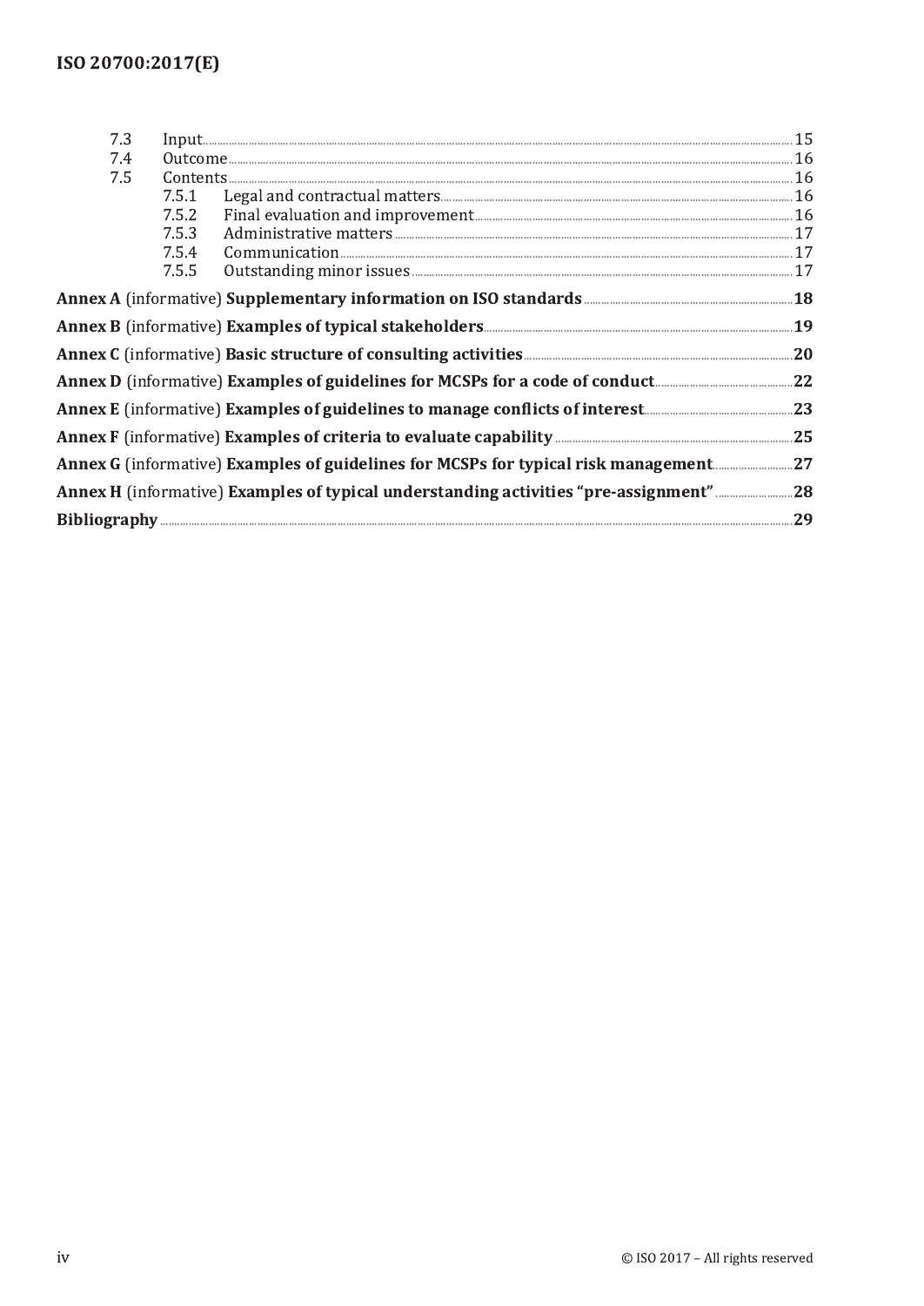7.3 Input 15
7.4 Outcome 16
7.5 Contents 16
  7.5.1 Legal and contractual matters 16
  7.5.2 Final evaluation and improvement 16
  7.5.3 Administrative matters 17
  7.5.4 Communication 17
  7.5.5 Outstanding minor issues 17

**Annex A** (informative) **Supplementary information on ISO standards** **18**

**Annex B** (informative) **Examples of typical stakeholders** **19**

**Annex C** (informative) **Basic structure of consulting activities** **20**

**Annex D** (informative) **Examples of guidelines for MCSPs for a code of conduct** **22**

**Annex E** (informative) **Examples of guidelines to manage conflicts of interest** **23**

**Annex F** (informative) **Examples of criteria to evaluate capability** **25**

**Annex G** (informative) **Examples of guidelines for MCSPs for typical risk management** **27**

**Annex H** (informative) **Examples of typical understanding activities "pre-assignment"** **28**

**Bibliography** **29**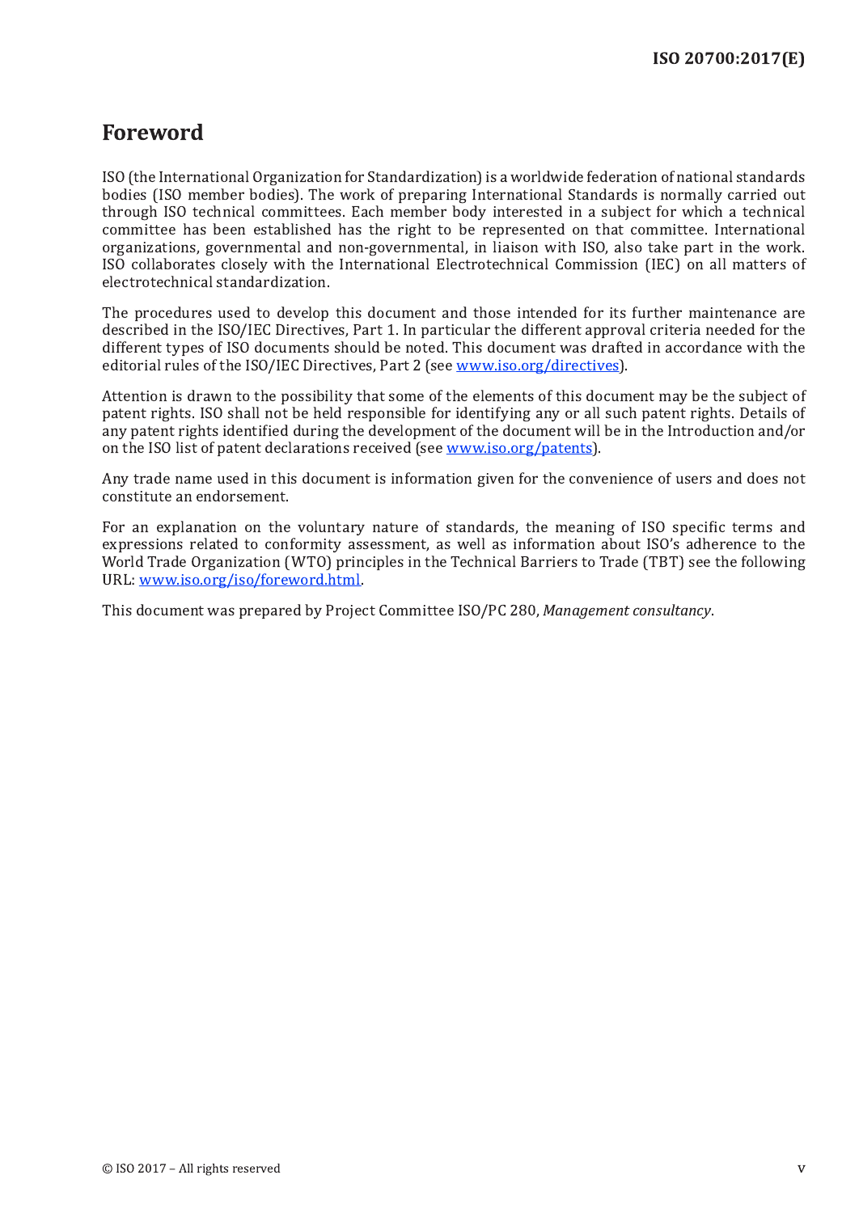# Foreword

ISO (the International Organization for Standardization) is a worldwide federation of national standards bodies (ISO member bodies). The work of preparing International Standards is normally carried out through ISO technical committees. Each member body interested in a subject for which a technical committee has been established has the right to be represented on that committee. International organizations, governmental and non-governmental, in liaison with ISO, also take part in the work. ISO collaborates closely with the International Electrotechnical Commission (IEC) on all matters of electrotechnical standardization.

The procedures used to develop this document and those intended for its further maintenance are described in the ISO/IEC Directives, Part 1. In particular the different approval criteria needed for the different types of ISO documents should be noted. This document was drafted in accordance with the editorial rules of the ISO/IEC Directives, Part 2 (see www.iso.org/directives).

Attention is drawn to the possibility that some of the elements of this document may be the subject of patent rights. ISO shall not be held responsible for identifying any or all such patent rights. Details of any patent rights identified during the development of the document will be in the Introduction and/or on the ISO list of patent declarations received (see www.iso.org/patents).

Any trade name used in this document is information given for the convenience of users and does not constitute an endorsement.

For an explanation on the voluntary nature of standards, the meaning of ISO specific terms and expressions related to conformity assessment, as well as information about ISO's adherence to the World Trade Organization (WTO) principles in the Technical Barriers to Trade (TBT) see the following URL: www.iso.org/iso/foreword.html.

This document was prepared by Project Committee ISO/PC 280, *Management consultancy*.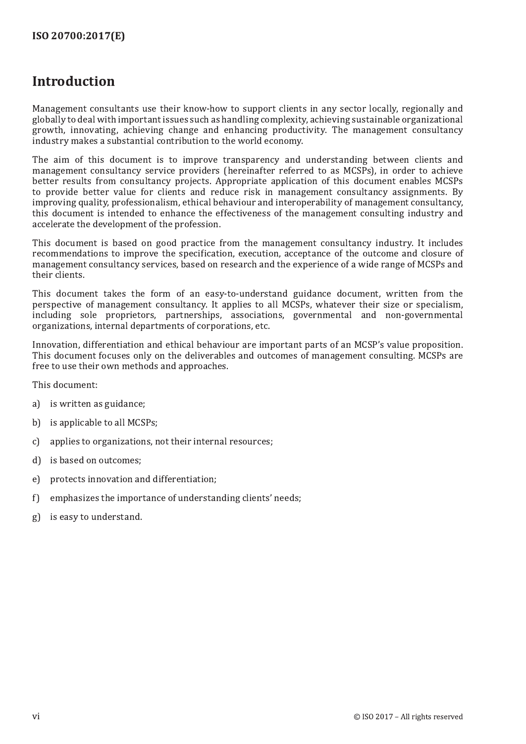# Introduction

Management consultants use their know-how to support clients in any sector locally, regionally and globally to deal with important issues such as handling complexity, achieving sustainable organizational growth, innovating, achieving change and enhancing productivity. The management consultancy industry makes a substantial contribution to the world economy.

The aim of this document is to improve transparency and understanding between clients and management consultancy service providers (hereinafter referred to as MCSPs), in order to achieve better results from consultancy projects. Appropriate application of this document enables MCSPs to provide better value for clients and reduce risk in management consultancy assignments. By improving quality, professionalism, ethical behaviour and interoperability of management consultancy, this document is intended to enhance the effectiveness of the management consulting industry and accelerate the development of the profession.

This document is based on good practice from the management consultancy industry. It includes recommendations to improve the specification, execution, acceptance of the outcome and closure of management consultancy services, based on research and the experience of a wide range of MCSPs and their clients.

This document takes the form of an easy-to-understand guidance document, written from the perspective of management consultancy. It applies to all MCSPs, whatever their size or specialism, including sole proprietors, partnerships, associations, governmental and non-governmental organizations, internal departments of corporations, etc.

Innovation, differentiation and ethical behaviour are important parts of an MCSP's value proposition. This document focuses only on the deliverables and outcomes of management consulting. MCSPs are free to use their own methods and approaches.

This document:

a) is written as guidance;

b) is applicable to all MCSPs;

c) applies to organizations, not their internal resources;

d) is based on outcomes;

e) protects innovation and differentiation;

f) emphasizes the importance of understanding clients' needs;

g) is easy to understand.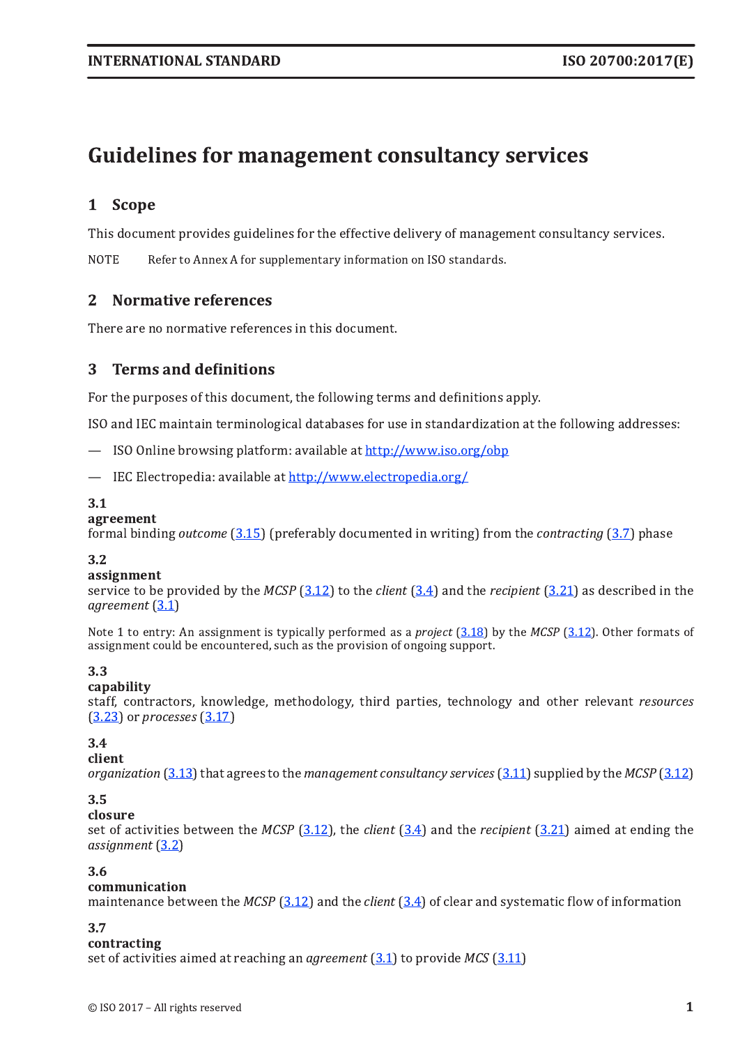# Guidelines for management consultancy services

## 1 Scope

This document provides guidelines for the effective delivery of management consultancy services.

NOTE Refer to Annex A for supplementary information on ISO standards.

## 2 Normative references

There are no normative references in this document.

## 3 Terms and definitions

For the purposes of this document, the following terms and definitions apply.

ISO and IEC maintain terminological databases for use in standardization at the following addresses:

— ISO Online browsing platform: available at http://www.iso.org/obp

— IEC Electropedia: available at http://www.electropedia.org/

**3.1**
**agreement**
formal binding *outcome* (3.15) (preferably documented in writing) from the *contracting* (3.7) phase

**3.2**
**assignment**
service to be provided by the *MCSP* (3.12) to the *client* (3.4) and the *recipient* (3.21) as described in the *agreement* (3.1)

Note 1 to entry: An assignment is typically performed as a *project* (3.18) by the *MCSP* (3.12). Other formats of assignment could be encountered, such as the provision of ongoing support.

**3.3**
**capability**
staff, contractors, knowledge, methodology, third parties, technology and other relevant *resources* (3.23) or *processes* (3.17)

**3.4**
**client**
*organization* (3.13) that agrees to the *management consultancy services* (3.11) supplied by the *MCSP* (3.12)

**3.5**
**closure**
set of activities between the *MCSP* (3.12), the *client* (3.4) and the *recipient* (3.21) aimed at ending the *assignment* (3.2)

**3.6**
**communication**
maintenance between the *MCSP* (3.12) and the *client* (3.4) of clear and systematic flow of information

**3.7**
**contracting**
set of activities aimed at reaching an *agreement* (3.1) to provide *MCS* (3.11)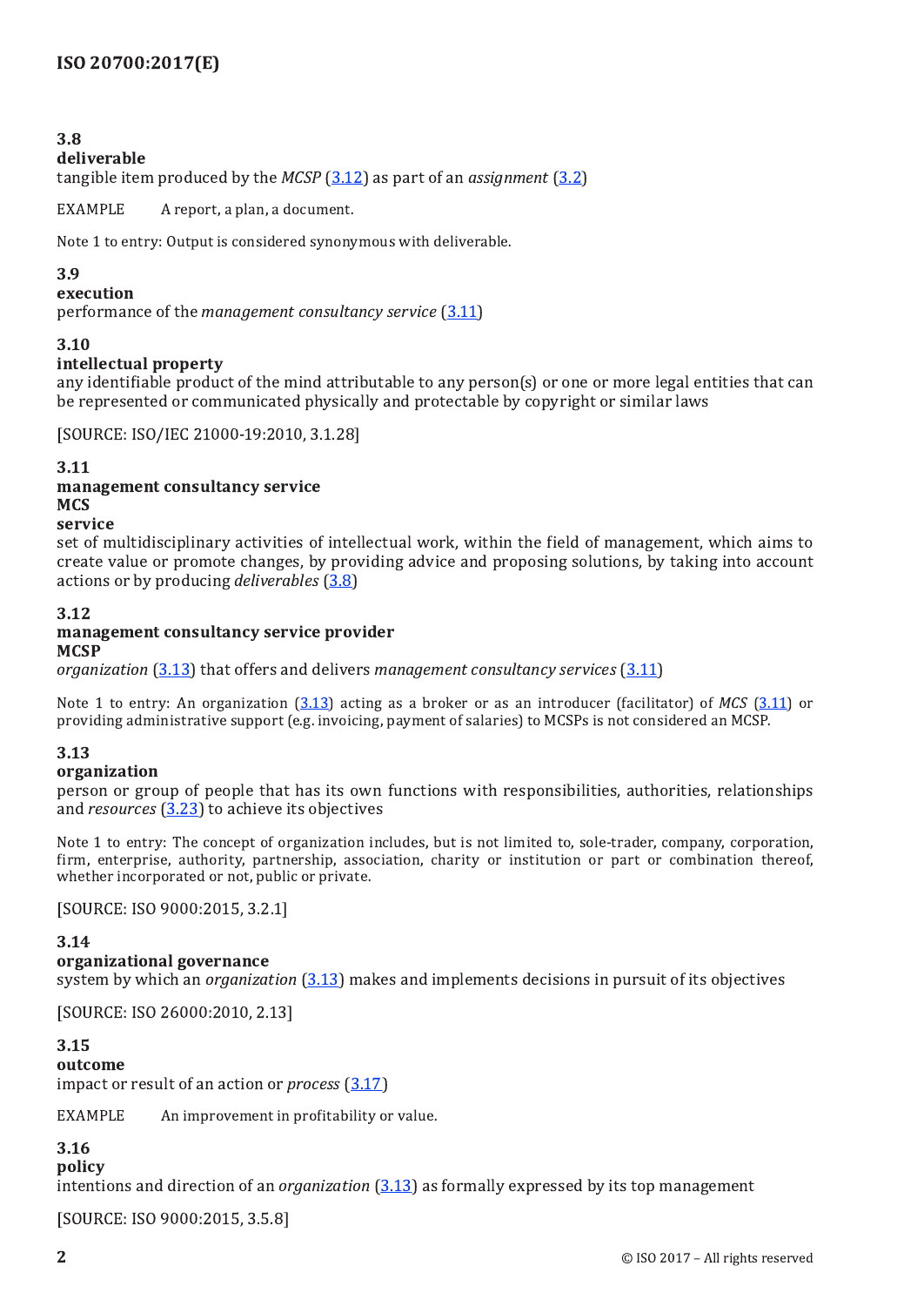### 3.8
**deliverable**

tangible item produced by the *MCSP* (3.12) as part of an *assignment* (3.2)

EXAMPLE A report, a plan, a document.

Note 1 to entry: Output is considered synonymous with deliverable.

### 3.9
**execution**

performance of the *management consultancy service* (3.11)

### 3.10
**intellectual property**

any identifiable product of the mind attributable to any person(s) or one or more legal entities that can be represented or communicated physically and protectable by copyright or similar laws

[SOURCE: ISO/IEC 21000-19:2010, 3.1.28]

### 3.11
**management consultancy service**
**MCS**
**service**

set of multidisciplinary activities of intellectual work, within the field of management, which aims to create value or promote changes, by providing advice and proposing solutions, by taking into account actions or by producing *deliverables* (3.8)

### 3.12
**management consultancy service provider**
**MCSP**

*organization* (3.13) that offers and delivers *management consultancy services* (3.11)

Note 1 to entry: An organization (3.13) acting as a broker or as an introducer (facilitator) of *MCS* (3.11) or providing administrative support (e.g. invoicing, payment of salaries) to MCSPs is not considered an MCSP.

### 3.13
**organization**

person or group of people that has its own functions with responsibilities, authorities, relationships and *resources* (3.23) to achieve its objectives

Note 1 to entry: The concept of organization includes, but is not limited to, sole-trader, company, corporation, firm, enterprise, authority, partnership, association, charity or institution or part or combination thereof, whether incorporated or not, public or private.

[SOURCE: ISO 9000:2015, 3.2.1]

### 3.14
**organizational governance**

system by which an *organization* (3.13) makes and implements decisions in pursuit of its objectives

[SOURCE: ISO 26000:2010, 2.13]

### 3.15
**outcome**

impact or result of an action or *process* (3.17)

EXAMPLE An improvement in profitability or value.

### 3.16
**policy**

intentions and direction of an *organization* (3.13) as formally expressed by its top management

[SOURCE: ISO 9000:2015, 3.5.8]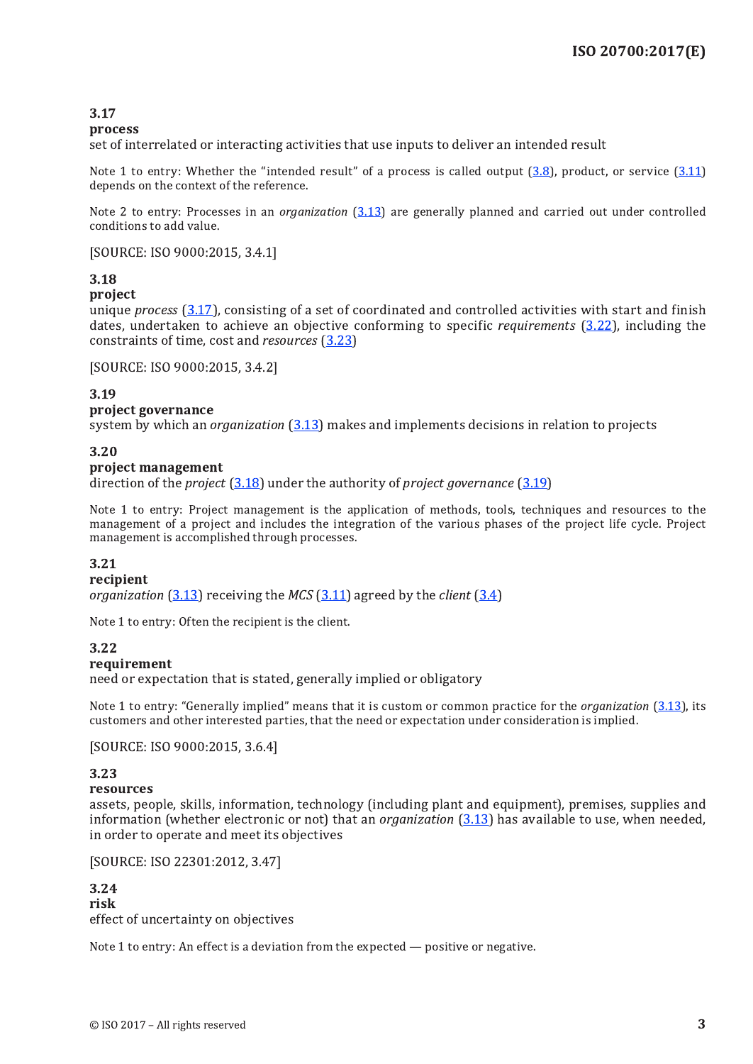**3.17**
**process**
set of interrelated or interacting activities that use inputs to deliver an intended result

Note 1 to entry: Whether the "intended result" of a process is called output (3.8), product, or service (3.11) depends on the context of the reference.

Note 2 to entry: Processes in an *organization* (3.13) are generally planned and carried out under controlled conditions to add value.

[SOURCE: ISO 9000:2015, 3.4.1]

**3.18**
**project**
unique *process* (3.17), consisting of a set of coordinated and controlled activities with start and finish dates, undertaken to achieve an objective conforming to specific *requirements* (3.22), including the constraints of time, cost and *resources* (3.23)

[SOURCE: ISO 9000:2015, 3.4.2]

**3.19**
**project governance**
system by which an *organization* (3.13) makes and implements decisions in relation to projects

**3.20**
**project management**
direction of the *project* (3.18) under the authority of *project governance* (3.19)

Note 1 to entry: Project management is the application of methods, tools, techniques and resources to the management of a project and includes the integration of the various phases of the project life cycle. Project management is accomplished through processes.

**3.21**
**recipient**
*organization* (3.13) receiving the *MCS* (3.11) agreed by the *client* (3.4)

Note 1 to entry: Often the recipient is the client.

**3.22**
**requirement**
need or expectation that is stated, generally implied or obligatory

Note 1 to entry: "Generally implied" means that it is custom or common practice for the *organization* (3.13), its customers and other interested parties, that the need or expectation under consideration is implied.

[SOURCE: ISO 9000:2015, 3.6.4]

**3.23**
**resources**
assets, people, skills, information, technology (including plant and equipment), premises, supplies and information (whether electronic or not) that an *organization* (3.13) has available to use, when needed, in order to operate and meet its objectives

[SOURCE: ISO 22301:2012, 3.47]

**3.24**
**risk**
effect of uncertainty on objectives

Note 1 to entry: An effect is a deviation from the expected — positive or negative.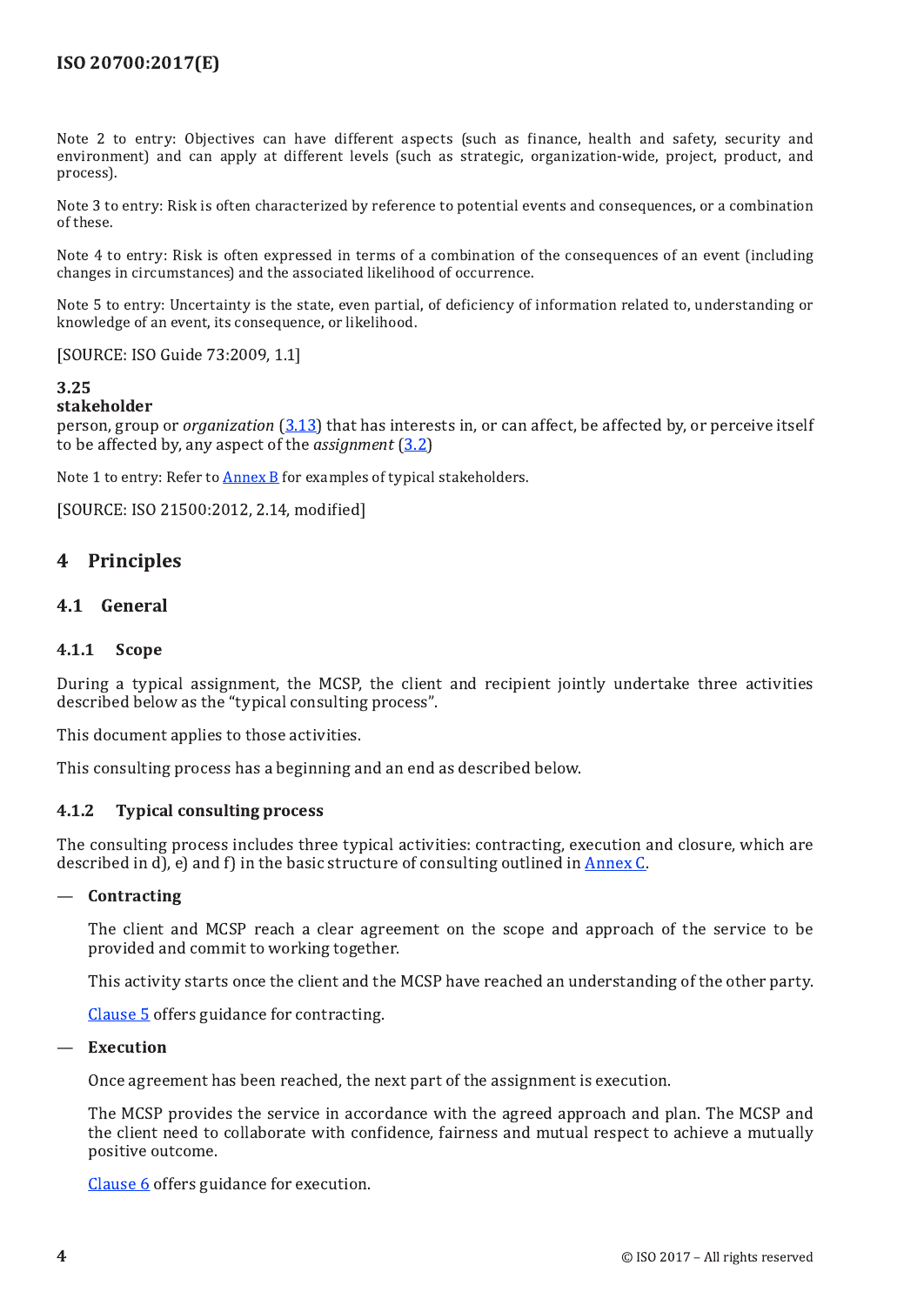Note 2 to entry: Objectives can have different aspects (such as finance, health and safety, security and environment) and can apply at different levels (such as strategic, organization-wide, project, product, and process).

Note 3 to entry: Risk is often characterized by reference to potential events and consequences, or a combination of these.

Note 4 to entry: Risk is often expressed in terms of a combination of the consequences of an event (including changes in circumstances) and the associated likelihood of occurrence.

Note 5 to entry: Uncertainty is the state, even partial, of deficiency of information related to, understanding or knowledge of an event, its consequence, or likelihood.

[SOURCE: ISO Guide 73:2009, 1.1]

**3.25**
**stakeholder**
person, group or *organization* (3.13) that has interests in, or can affect, be affected by, or perceive itself to be affected by, any aspect of the *assignment* (3.2)

Note 1 to entry: Refer to Annex B for examples of typical stakeholders.

[SOURCE: ISO 21500:2012, 2.14, modified]

# 4 Principles

## 4.1 General

### 4.1.1 Scope

During a typical assignment, the MCSP, the client and recipient jointly undertake three activities described below as the "typical consulting process".

This document applies to those activities.

This consulting process has a beginning and an end as described below.

### 4.1.2 Typical consulting process

The consulting process includes three typical activities: contracting, execution and closure, which are described in d), e) and f) in the basic structure of consulting outlined in Annex C.

— **Contracting**

The client and MCSP reach a clear agreement on the scope and approach of the service to be provided and commit to working together.

This activity starts once the client and the MCSP have reached an understanding of the other party.

Clause 5 offers guidance for contracting.

— **Execution**

Once agreement has been reached, the next part of the assignment is execution.

The MCSP provides the service in accordance with the agreed approach and plan. The MCSP and the client need to collaborate with confidence, fairness and mutual respect to achieve a mutually positive outcome.

Clause 6 offers guidance for execution.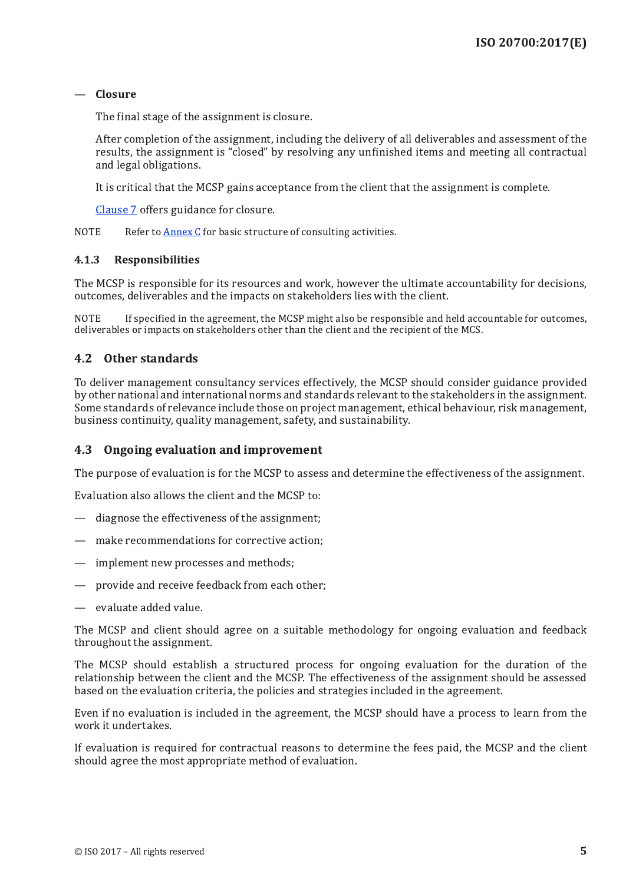- **Closure**

  The final stage of the assignment is closure.

  After completion of the assignment, including the delivery of all deliverables and assessment of the results, the assignment is "closed" by resolving any unfinished items and meeting all contractual and legal obligations.

  It is critical that the MCSP gains acceptance from the client that the assignment is complete.

  Clause 7 offers guidance for closure.

NOTE Refer to Annex C for basic structure of consulting activities.

### 4.1.3 Responsibilities

The MCSP is responsible for its resources and work, however the ultimate accountability for decisions, outcomes, deliverables and the impacts on stakeholders lies with the client.

NOTE If specified in the agreement, the MCSP might also be responsible and held accountable for outcomes, deliverables or impacts on stakeholders other than the client and the recipient of the MCS.

## 4.2 Other standards

To deliver management consultancy services effectively, the MCSP should consider guidance provided by other national and international norms and standards relevant to the stakeholders in the assignment. Some standards of relevance include those on project management, ethical behaviour, risk management, business continuity, quality management, safety, and sustainability.

## 4.3 Ongoing evaluation and improvement

The purpose of evaluation is for the MCSP to assess and determine the effectiveness of the assignment.

Evaluation also allows the client and the MCSP to:

- diagnose the effectiveness of the assignment;
- make recommendations for corrective action;
- implement new processes and methods;
- provide and receive feedback from each other;
- evaluate added value.

The MCSP and client should agree on a suitable methodology for ongoing evaluation and feedback throughout the assignment.

The MCSP should establish a structured process for ongoing evaluation for the duration of the relationship between the client and the MCSP. The effectiveness of the assignment should be assessed based on the evaluation criteria, the policies and strategies included in the agreement.

Even if no evaluation is included in the agreement, the MCSP should have a process to learn from the work it undertakes.

If evaluation is required for contractual reasons to determine the fees paid, the MCSP and the client should agree the most appropriate method of evaluation.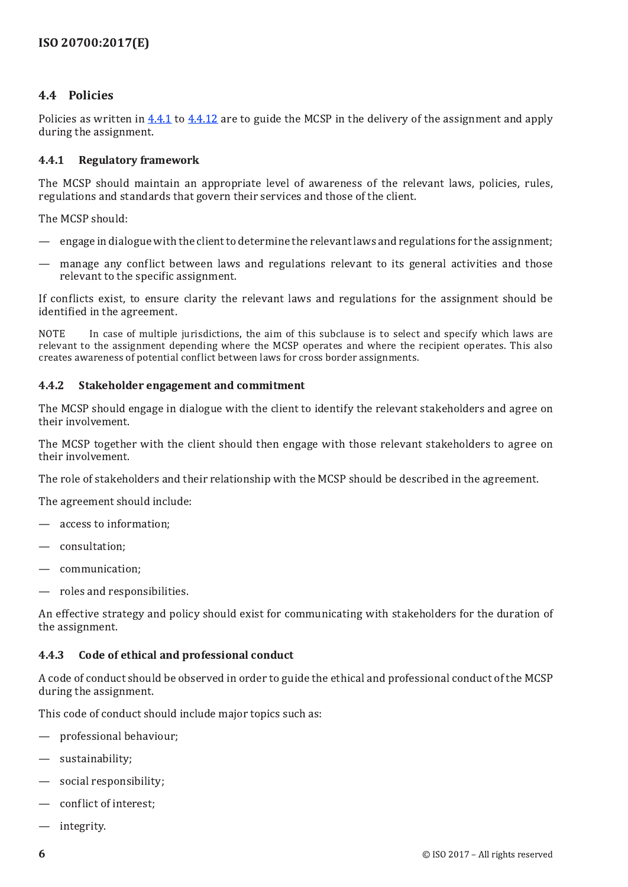## 4.4 Policies

Policies as written in 4.4.1 to 4.4.12 are to guide the MCSP in the delivery of the assignment and apply during the assignment.

### 4.4.1 Regulatory framework

The MCSP should maintain an appropriate level of awareness of the relevant laws, policies, rules, regulations and standards that govern their services and those of the client.

The MCSP should:

- engage in dialogue with the client to determine the relevant laws and regulations for the assignment;
- manage any conflict between laws and regulations relevant to its general activities and those relevant to the specific assignment.

If conflicts exist, to ensure clarity the relevant laws and regulations for the assignment should be identified in the agreement.

NOTE In case of multiple jurisdictions, the aim of this subclause is to select and specify which laws are relevant to the assignment depending where the MCSP operates and where the recipient operates. This also creates awareness of potential conflict between laws for cross border assignments.

### 4.4.2 Stakeholder engagement and commitment

The MCSP should engage in dialogue with the client to identify the relevant stakeholders and agree on their involvement.

The MCSP together with the client should then engage with those relevant stakeholders to agree on their involvement.

The role of stakeholders and their relationship with the MCSP should be described in the agreement.

The agreement should include:

- access to information;
- consultation;
- communication;
- roles and responsibilities.

An effective strategy and policy should exist for communicating with stakeholders for the duration of the assignment.

### 4.4.3 Code of ethical and professional conduct

A code of conduct should be observed in order to guide the ethical and professional conduct of the MCSP during the assignment.

This code of conduct should include major topics such as:

- professional behaviour;
- sustainability;
- social responsibility;
- conflict of interest;
- integrity.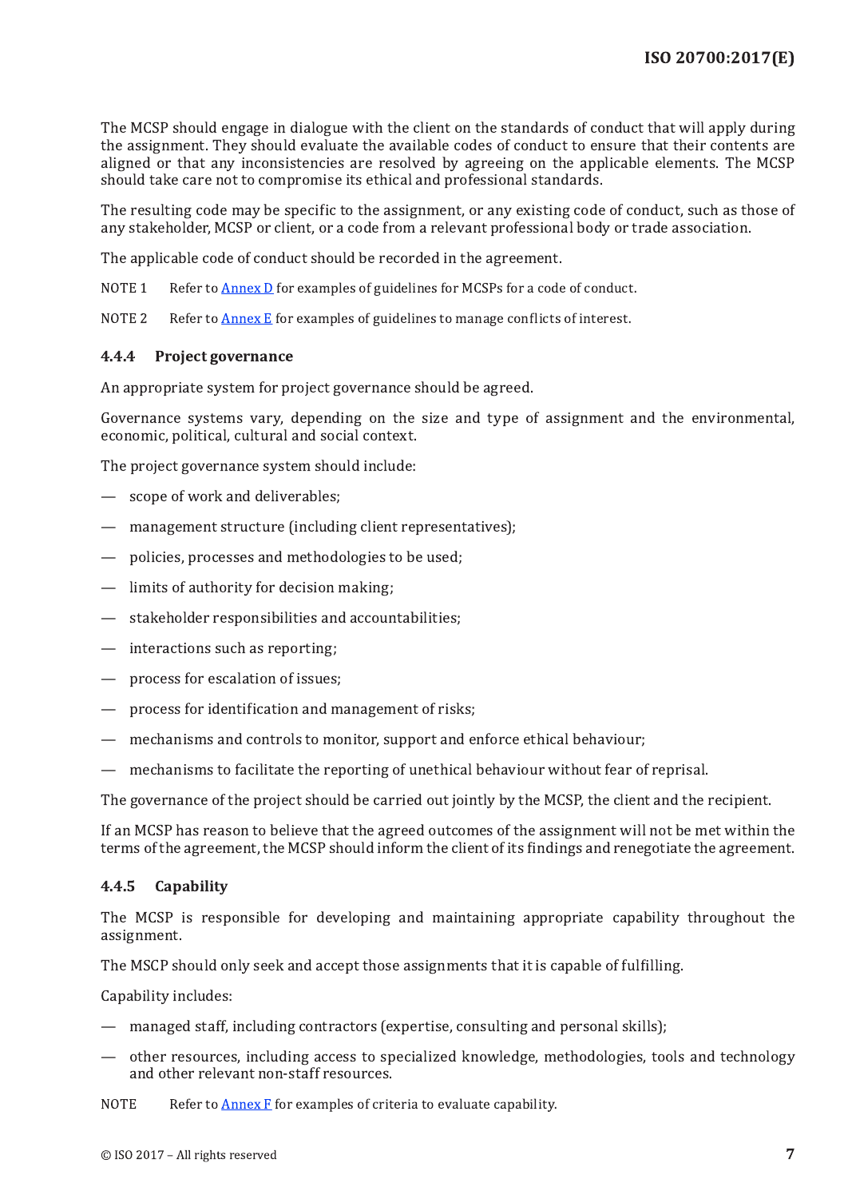The MCSP should engage in dialogue with the client on the standards of conduct that will apply during the assignment. They should evaluate the available codes of conduct to ensure that their contents are aligned or that any inconsistencies are resolved by agreeing on the applicable elements. The MCSP should take care not to compromise its ethical and professional standards.

The resulting code may be specific to the assignment, or any existing code of conduct, such as those of any stakeholder, MCSP or client, or a code from a relevant professional body or trade association.

The applicable code of conduct should be recorded in the agreement.

NOTE 1 Refer to Annex D for examples of guidelines for MCSPs for a code of conduct.

NOTE 2 Refer to Annex E for examples of guidelines to manage conflicts of interest.

#### 4.4.4 Project governance

An appropriate system for project governance should be agreed.

Governance systems vary, depending on the size and type of assignment and the environmental, economic, political, cultural and social context.

The project governance system should include:

— scope of work and deliverables;

— management structure (including client representatives);

— policies, processes and methodologies to be used;

— limits of authority for decision making;

— stakeholder responsibilities and accountabilities;

— interactions such as reporting;

— process for escalation of issues;

— process for identification and management of risks;

— mechanisms and controls to monitor, support and enforce ethical behaviour;

— mechanisms to facilitate the reporting of unethical behaviour without fear of reprisal.

The governance of the project should be carried out jointly by the MCSP, the client and the recipient.

If an MCSP has reason to believe that the agreed outcomes of the assignment will not be met within the terms of the agreement, the MCSP should inform the client of its findings and renegotiate the agreement.

#### 4.4.5 Capability

The MCSP is responsible for developing and maintaining appropriate capability throughout the assignment.

The MSCP should only seek and accept those assignments that it is capable of fulfilling.

Capability includes:

— managed staff, including contractors (expertise, consulting and personal skills);

— other resources, including access to specialized knowledge, methodologies, tools and technology and other relevant non-staff resources.

NOTE Refer to Annex F for examples of criteria to evaluate capability.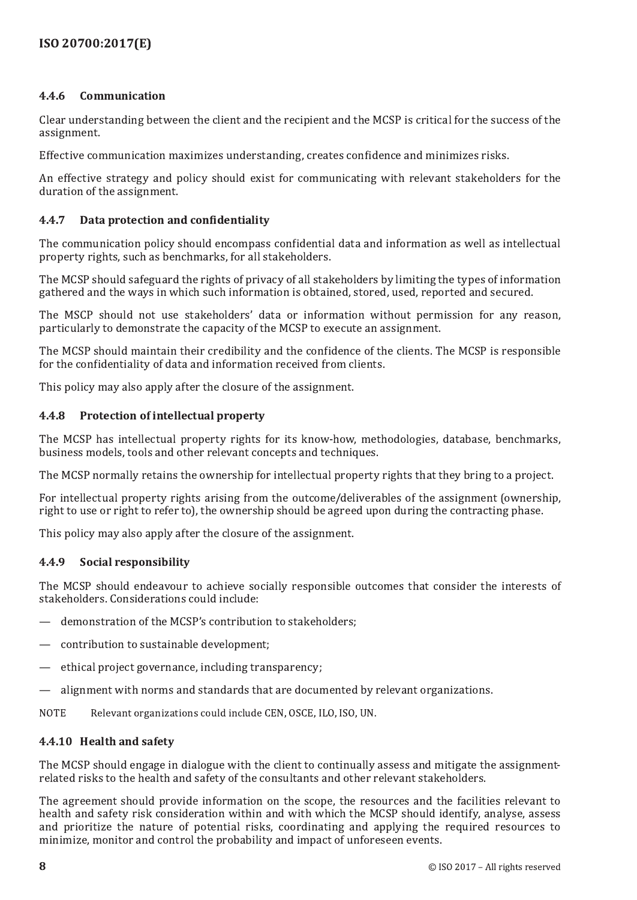### 4.4.6 Communication

Clear understanding between the client and the recipient and the MCSP is critical for the success of the assignment.

Effective communication maximizes understanding, creates confidence and minimizes risks.

An effective strategy and policy should exist for communicating with relevant stakeholders for the duration of the assignment.

### 4.4.7 Data protection and confidentiality

The communication policy should encompass confidential data and information as well as intellectual property rights, such as benchmarks, for all stakeholders.

The MCSP should safeguard the rights of privacy of all stakeholders by limiting the types of information gathered and the ways in which such information is obtained, stored, used, reported and secured.

The MSCP should not use stakeholders' data or information without permission for any reason, particularly to demonstrate the capacity of the MCSP to execute an assignment.

The MCSP should maintain their credibility and the confidence of the clients. The MCSP is responsible for the confidentiality of data and information received from clients.

This policy may also apply after the closure of the assignment.

### 4.4.8 Protection of intellectual property

The MCSP has intellectual property rights for its know-how, methodologies, database, benchmarks, business models, tools and other relevant concepts and techniques.

The MCSP normally retains the ownership for intellectual property rights that they bring to a project.

For intellectual property rights arising from the outcome/deliverables of the assignment (ownership, right to use or right to refer to), the ownership should be agreed upon during the contracting phase.

This policy may also apply after the closure of the assignment.

### 4.4.9 Social responsibility

The MCSP should endeavour to achieve socially responsible outcomes that consider the interests of stakeholders. Considerations could include:

— demonstration of the MCSP's contribution to stakeholders;

— contribution to sustainable development;

— ethical project governance, including transparency;

— alignment with norms and standards that are documented by relevant organizations.

NOTE Relevant organizations could include CEN, OSCE, ILO, ISO, UN.

### 4.4.10 Health and safety

The MCSP should engage in dialogue with the client to continually assess and mitigate the assignment-related risks to the health and safety of the consultants and other relevant stakeholders.

The agreement should provide information on the scope, the resources and the facilities relevant to health and safety risk consideration within and with which the MCSP should identify, analyse, assess and prioritize the nature of potential risks, coordinating and applying the required resources to minimize, monitor and control the probability and impact of unforeseen events.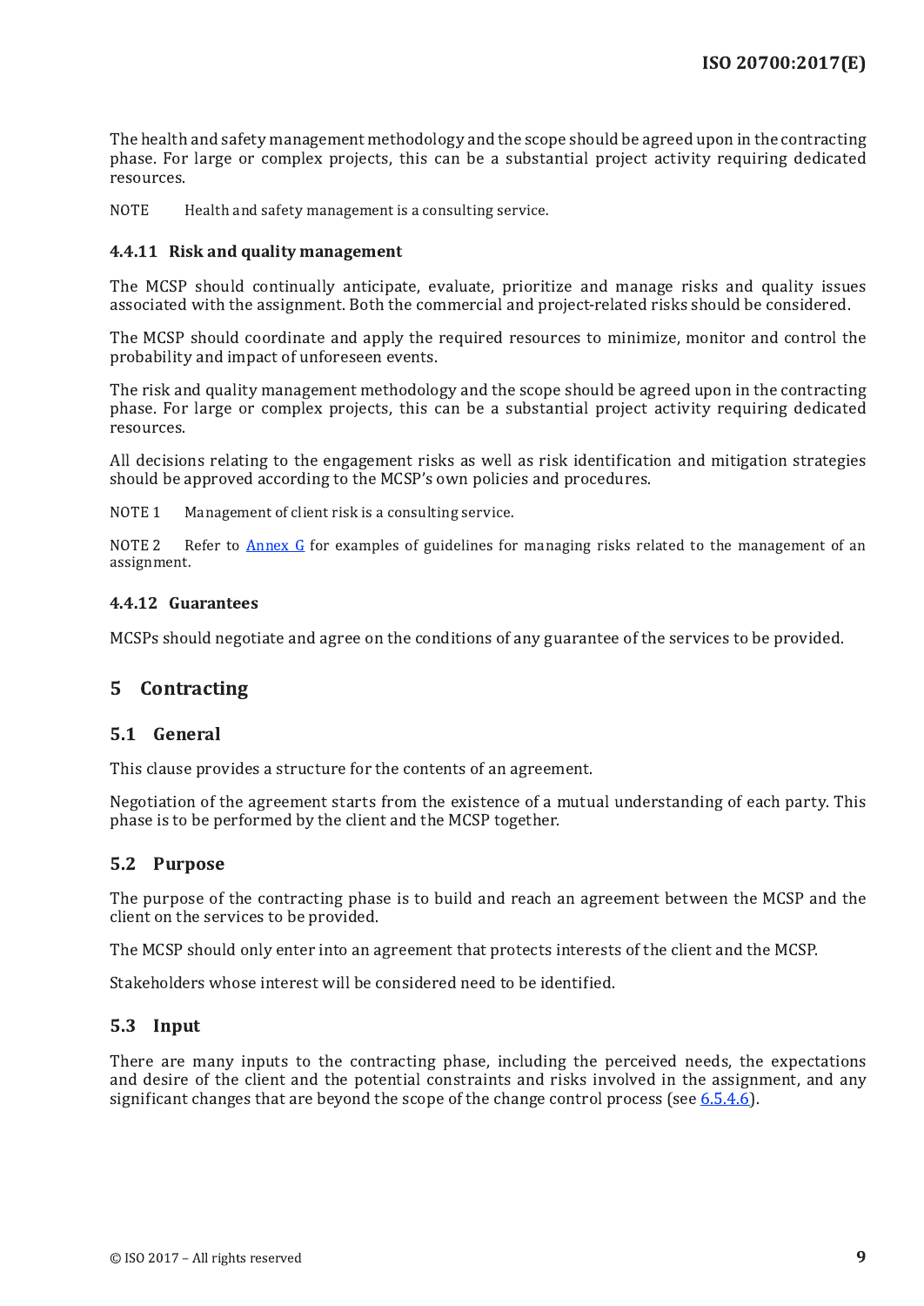The health and safety management methodology and the scope should be agreed upon in the contracting phase. For large or complex projects, this can be a substantial project activity requiring dedicated resources.

NOTE Health and safety management is a consulting service.

### 4.4.11 Risk and quality management

The MCSP should continually anticipate, evaluate, prioritize and manage risks and quality issues associated with the assignment. Both the commercial and project-related risks should be considered.

The MCSP should coordinate and apply the required resources to minimize, monitor and control the probability and impact of unforeseen events.

The risk and quality management methodology and the scope should be agreed upon in the contracting phase. For large or complex projects, this can be a substantial project activity requiring dedicated resources.

All decisions relating to the engagement risks as well as risk identification and mitigation strategies should be approved according to the MCSP's own policies and procedures.

NOTE 1 Management of client risk is a consulting service.

NOTE 2 Refer to Annex G for examples of guidelines for managing risks related to the management of an assignment.

### 4.4.12 Guarantees

MCSPs should negotiate and agree on the conditions of any guarantee of the services to be provided.

# 5 Contracting

## 5.1 General

This clause provides a structure for the contents of an agreement.

Negotiation of the agreement starts from the existence of a mutual understanding of each party. This phase is to be performed by the client and the MCSP together.

## 5.2 Purpose

The purpose of the contracting phase is to build and reach an agreement between the MCSP and the client on the services to be provided.

The MCSP should only enter into an agreement that protects interests of the client and the MCSP.

Stakeholders whose interest will be considered need to be identified.

## 5.3 Input

There are many inputs to the contracting phase, including the perceived needs, the expectations and desire of the client and the potential constraints and risks involved in the assignment, and any significant changes that are beyond the scope of the change control process (see 6.5.4.6).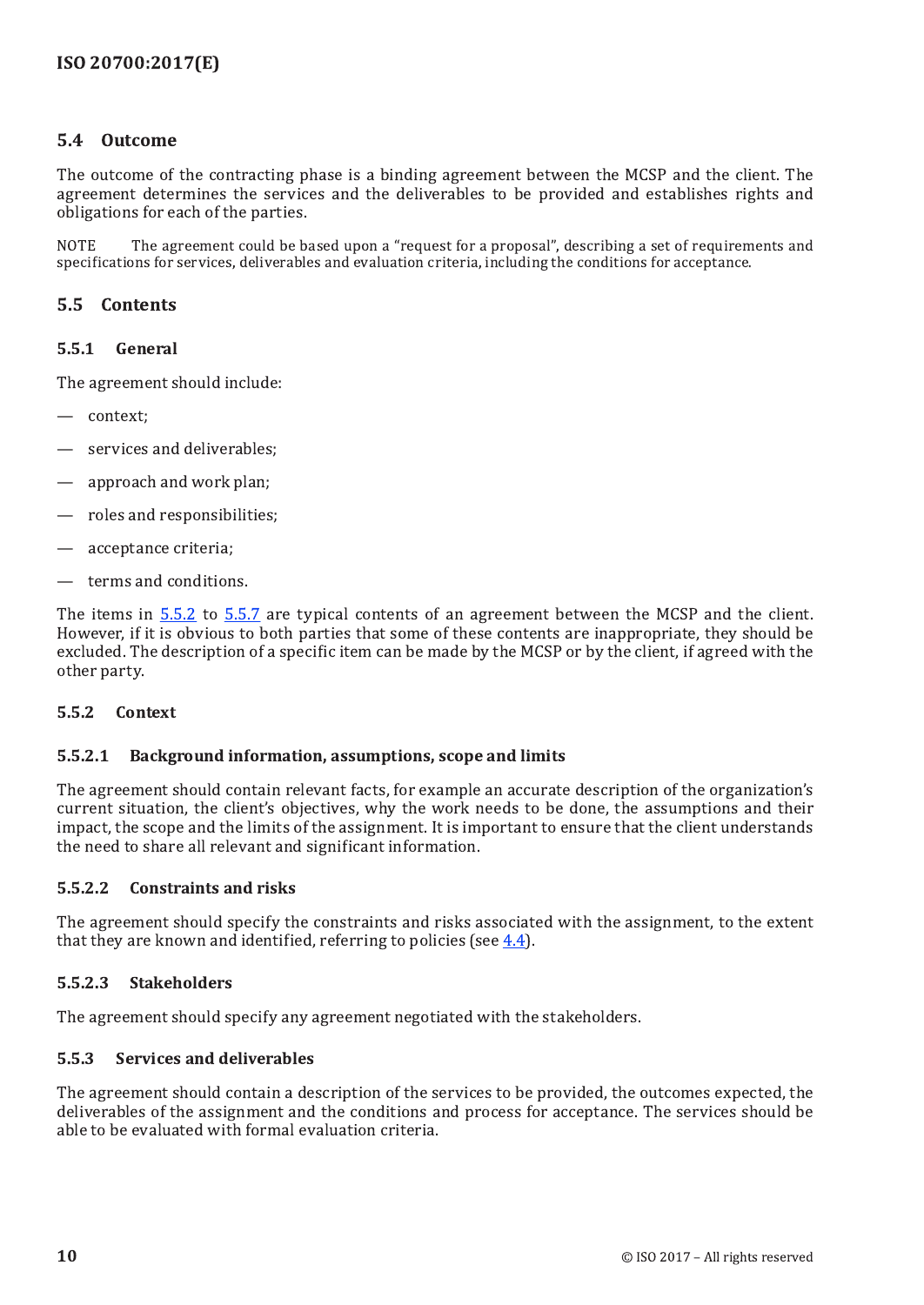## 5.4 Outcome

The outcome of the contracting phase is a binding agreement between the MCSP and the client. The agreement determines the services and the deliverables to be provided and establishes rights and obligations for each of the parties.

NOTE The agreement could be based upon a "request for a proposal", describing a set of requirements and specifications for services, deliverables and evaluation criteria, including the conditions for acceptance.

## 5.5 Contents

### 5.5.1 General

The agreement should include:

- context;
- services and deliverables;
- approach and work plan;
- roles and responsibilities;
- acceptance criteria;
- terms and conditions.

The items in 5.5.2 to 5.5.7 are typical contents of an agreement between the MCSP and the client. However, if it is obvious to both parties that some of these contents are inappropriate, they should be excluded. The description of a specific item can be made by the MCSP or by the client, if agreed with the other party.

### 5.5.2 Context

#### 5.5.2.1 Background information, assumptions, scope and limits

The agreement should contain relevant facts, for example an accurate description of the organization's current situation, the client's objectives, why the work needs to be done, the assumptions and their impact, the scope and the limits of the assignment. It is important to ensure that the client understands the need to share all relevant and significant information.

#### 5.5.2.2 Constraints and risks

The agreement should specify the constraints and risks associated with the assignment, to the extent that they are known and identified, referring to policies (see 4.4).

#### 5.5.2.3 Stakeholders

The agreement should specify any agreement negotiated with the stakeholders.

### 5.5.3 Services and deliverables

The agreement should contain a description of the services to be provided, the outcomes expected, the deliverables of the assignment and the conditions and process for acceptance. The services should be able to be evaluated with formal evaluation criteria.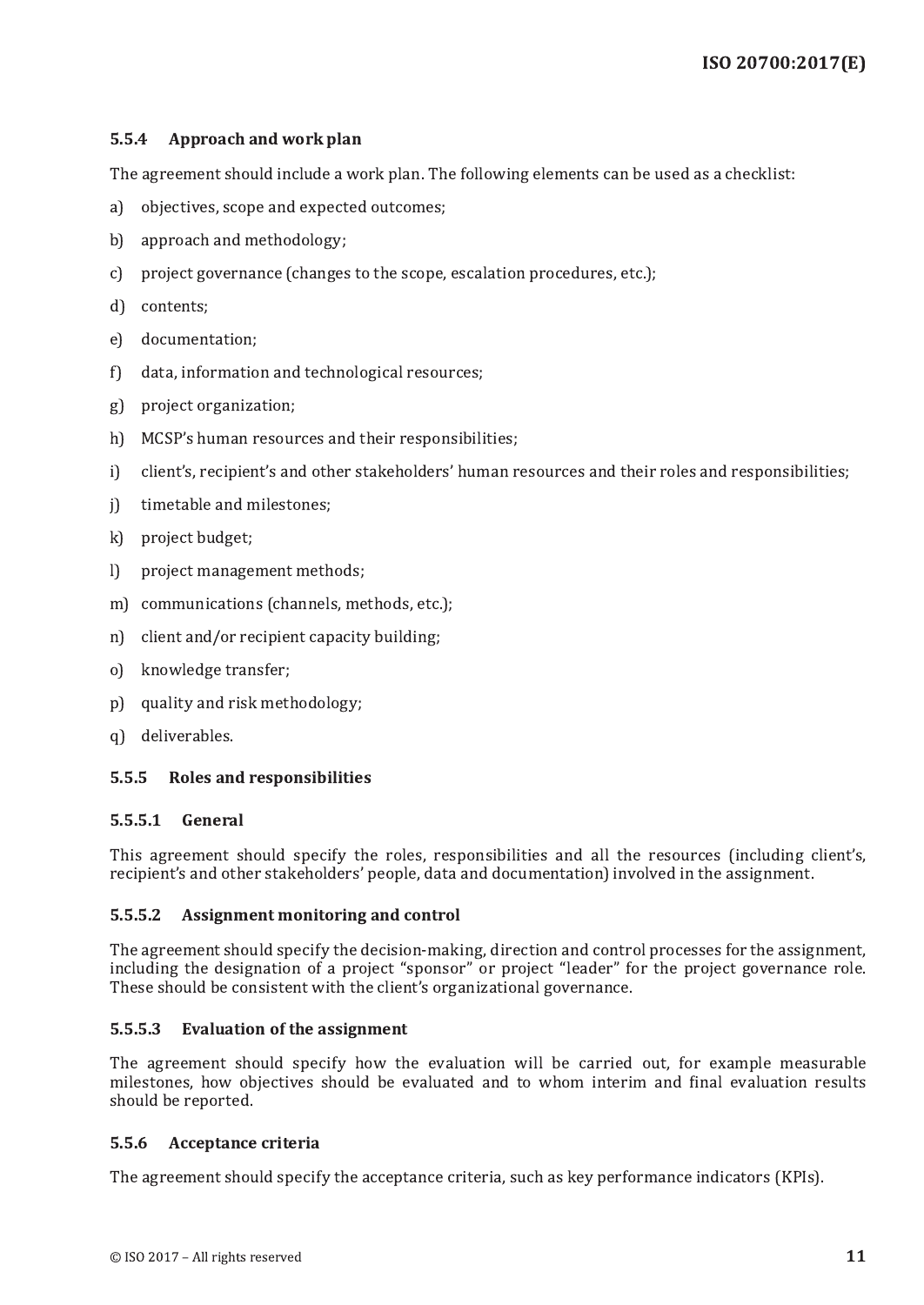### 5.5.4 Approach and work plan

The agreement should include a work plan. The following elements can be used as a checklist:

a) objectives, scope and expected outcomes;

b) approach and methodology;

c) project governance (changes to the scope, escalation procedures, etc.);

d) contents;

e) documentation;

f) data, information and technological resources;

g) project organization;

h) MCSP's human resources and their responsibilities;

i) client's, recipient's and other stakeholders' human resources and their roles and responsibilities;

j) timetable and milestones;

k) project budget;

l) project management methods;

m) communications (channels, methods, etc.);

n) client and/or recipient capacity building;

o) knowledge transfer;

p) quality and risk methodology;

q) deliverables.

### 5.5.5 Roles and responsibilities

#### 5.5.5.1 General

This agreement should specify the roles, responsibilities and all the resources (including client's, recipient's and other stakeholders' people, data and documentation) involved in the assignment.

#### 5.5.5.2 Assignment monitoring and control

The agreement should specify the decision-making, direction and control processes for the assignment, including the designation of a project "sponsor" or project "leader" for the project governance role. These should be consistent with the client's organizational governance.

#### 5.5.5.3 Evaluation of the assignment

The agreement should specify how the evaluation will be carried out, for example measurable milestones, how objectives should be evaluated and to whom interim and final evaluation results should be reported.

### 5.5.6 Acceptance criteria

The agreement should specify the acceptance criteria, such as key performance indicators (KPIs).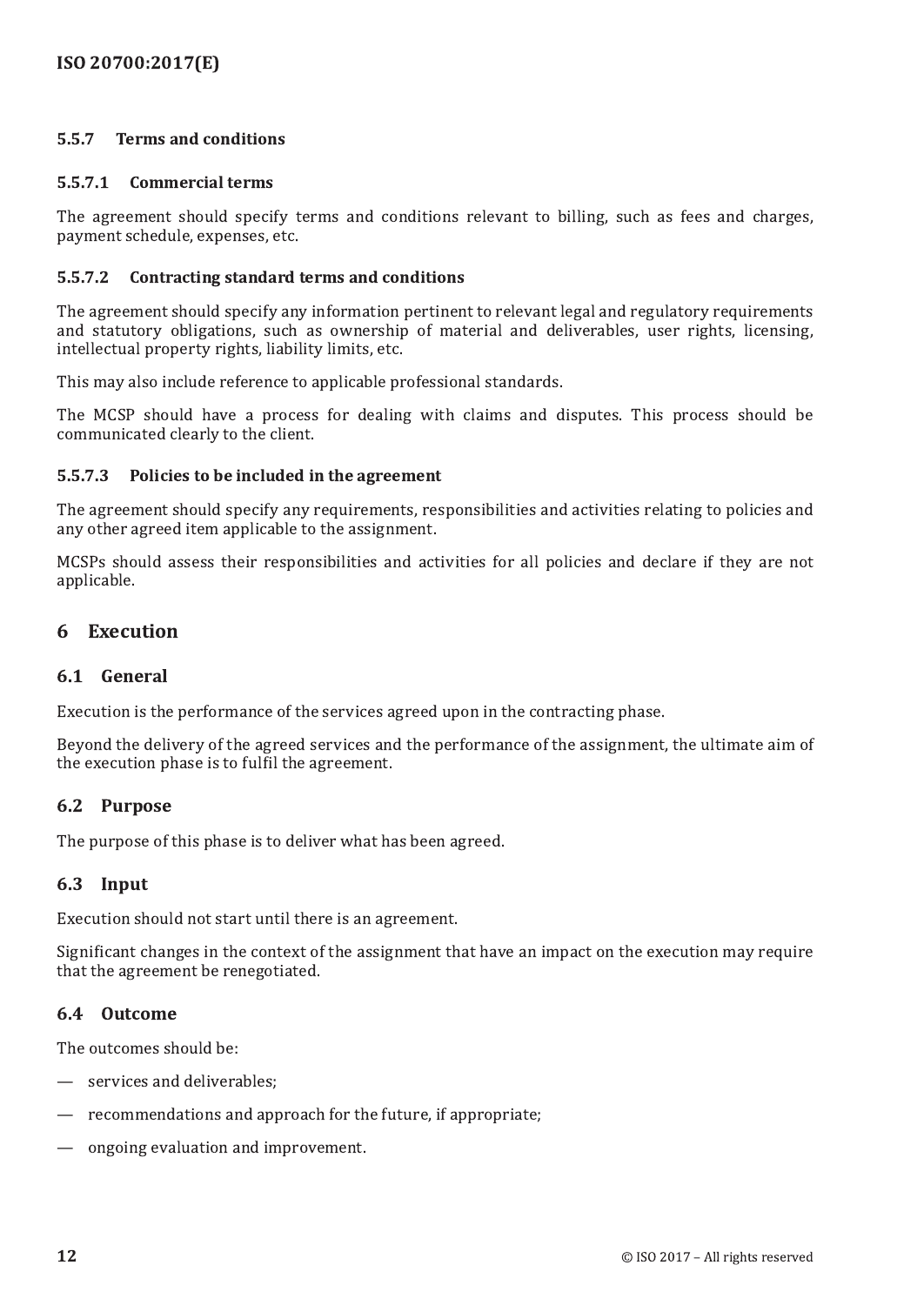#### 5.5.7 Terms and conditions

##### 5.5.7.1 Commercial terms

The agreement should specify terms and conditions relevant to billing, such as fees and charges, payment schedule, expenses, etc.

##### 5.5.7.2 Contracting standard terms and conditions

The agreement should specify any information pertinent to relevant legal and regulatory requirements and statutory obligations, such as ownership of material and deliverables, user rights, licensing, intellectual property rights, liability limits, etc.

This may also include reference to applicable professional standards.

The MCSP should have a process for dealing with claims and disputes. This process should be communicated clearly to the client.

##### 5.5.7.3 Policies to be included in the agreement

The agreement should specify any requirements, responsibilities and activities relating to policies and any other agreed item applicable to the assignment.

MCSPs should assess their responsibilities and activities for all policies and declare if they are not applicable.

## 6 Execution

### 6.1 General

Execution is the performance of the services agreed upon in the contracting phase.

Beyond the delivery of the agreed services and the performance of the assignment, the ultimate aim of the execution phase is to fulfil the agreement.

### 6.2 Purpose

The purpose of this phase is to deliver what has been agreed.

### 6.3 Input

Execution should not start until there is an agreement.

Significant changes in the context of the assignment that have an impact on the execution may require that the agreement be renegotiated.

### 6.4 Outcome

The outcomes should be:

- services and deliverables;
- recommendations and approach for the future, if appropriate;
- ongoing evaluation and improvement.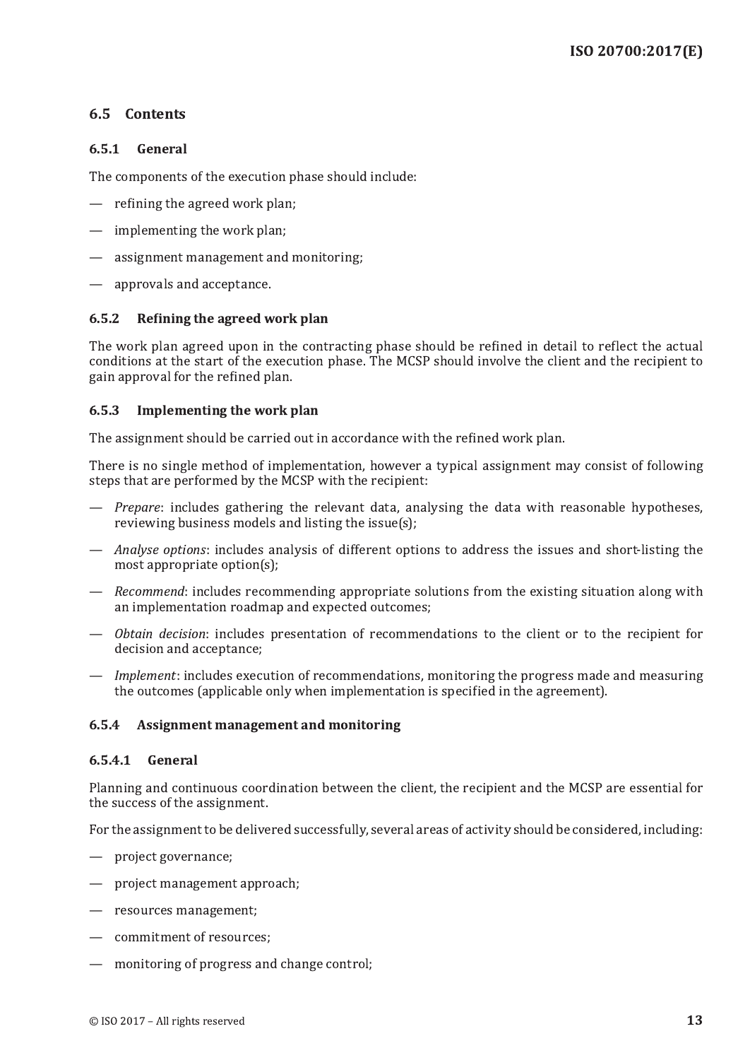## 6.5 Contents

### 6.5.1 General

The components of the execution phase should include:

- refining the agreed work plan;
- implementing the work plan;
- assignment management and monitoring;
- approvals and acceptance.

### 6.5.2 Refining the agreed work plan

The work plan agreed upon in the contracting phase should be refined in detail to reflect the actual conditions at the start of the execution phase. The MCSP should involve the client and the recipient to gain approval for the refined plan.

### 6.5.3 Implementing the work plan

The assignment should be carried out in accordance with the refined work plan.

There is no single method of implementation, however a typical assignment may consist of following steps that are performed by the MCSP with the recipient:

- *Prepare*: includes gathering the relevant data, analysing the data with reasonable hypotheses, reviewing business models and listing the issue(s);
- *Analyse options*: includes analysis of different options to address the issues and short-listing the most appropriate option(s);
- *Recommend*: includes recommending appropriate solutions from the existing situation along with an implementation roadmap and expected outcomes;
- *Obtain decision*: includes presentation of recommendations to the client or to the recipient for decision and acceptance;
- *Implement*: includes execution of recommendations, monitoring the progress made and measuring the outcomes (applicable only when implementation is specified in the agreement).

### 6.5.4 Assignment management and monitoring

#### 6.5.4.1 General

Planning and continuous coordination between the client, the recipient and the MCSP are essential for the success of the assignment.

For the assignment to be delivered successfully, several areas of activity should be considered, including:

- project governance;
- project management approach;
- resources management;
- commitment of resources;
- monitoring of progress and change control;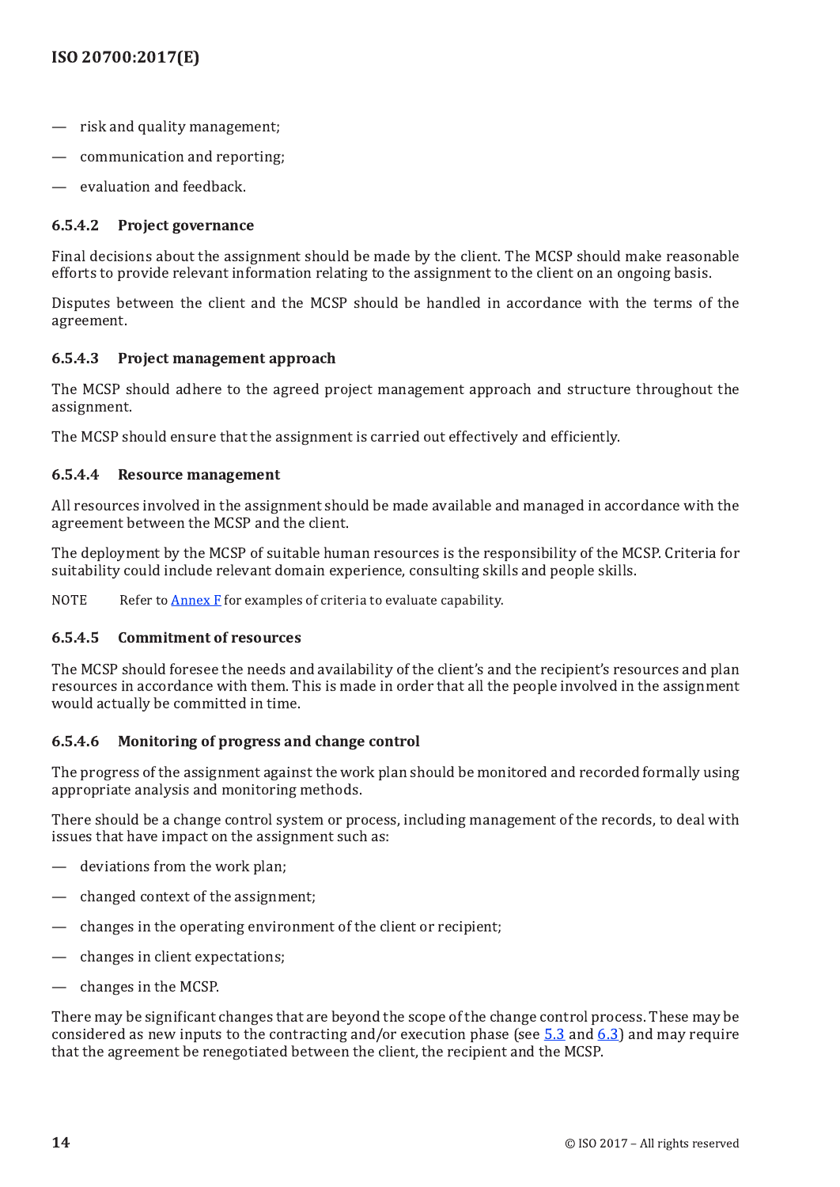- risk and quality management;
- communication and reporting;
- evaluation and feedback.

#### 6.5.4.2 Project governance

Final decisions about the assignment should be made by the client. The MCSP should make reasonable efforts to provide relevant information relating to the assignment to the client on an ongoing basis.

Disputes between the client and the MCSP should be handled in accordance with the terms of the agreement.

#### 6.5.4.3 Project management approach

The MCSP should adhere to the agreed project management approach and structure throughout the assignment.

The MCSP should ensure that the assignment is carried out effectively and efficiently.

#### 6.5.4.4 Resource management

All resources involved in the assignment should be made available and managed in accordance with the agreement between the MCSP and the client.

The deployment by the MCSP of suitable human resources is the responsibility of the MCSP. Criteria for suitability could include relevant domain experience, consulting skills and people skills.

NOTE Refer to Annex F for examples of criteria to evaluate capability.

#### 6.5.4.5 Commitment of resources

The MCSP should foresee the needs and availability of the client's and the recipient's resources and plan resources in accordance with them. This is made in order that all the people involved in the assignment would actually be committed in time.

#### 6.5.4.6 Monitoring of progress and change control

The progress of the assignment against the work plan should be monitored and recorded formally using appropriate analysis and monitoring methods.

There should be a change control system or process, including management of the records, to deal with issues that have impact on the assignment such as:

- deviations from the work plan;
- changed context of the assignment;
- changes in the operating environment of the client or recipient;
- changes in client expectations;
- changes in the MCSP.

There may be significant changes that are beyond the scope of the change control process. These may be considered as new inputs to the contracting and/or execution phase (see 5.3 and 6.3) and may require that the agreement be renegotiated between the client, the recipient and the MCSP.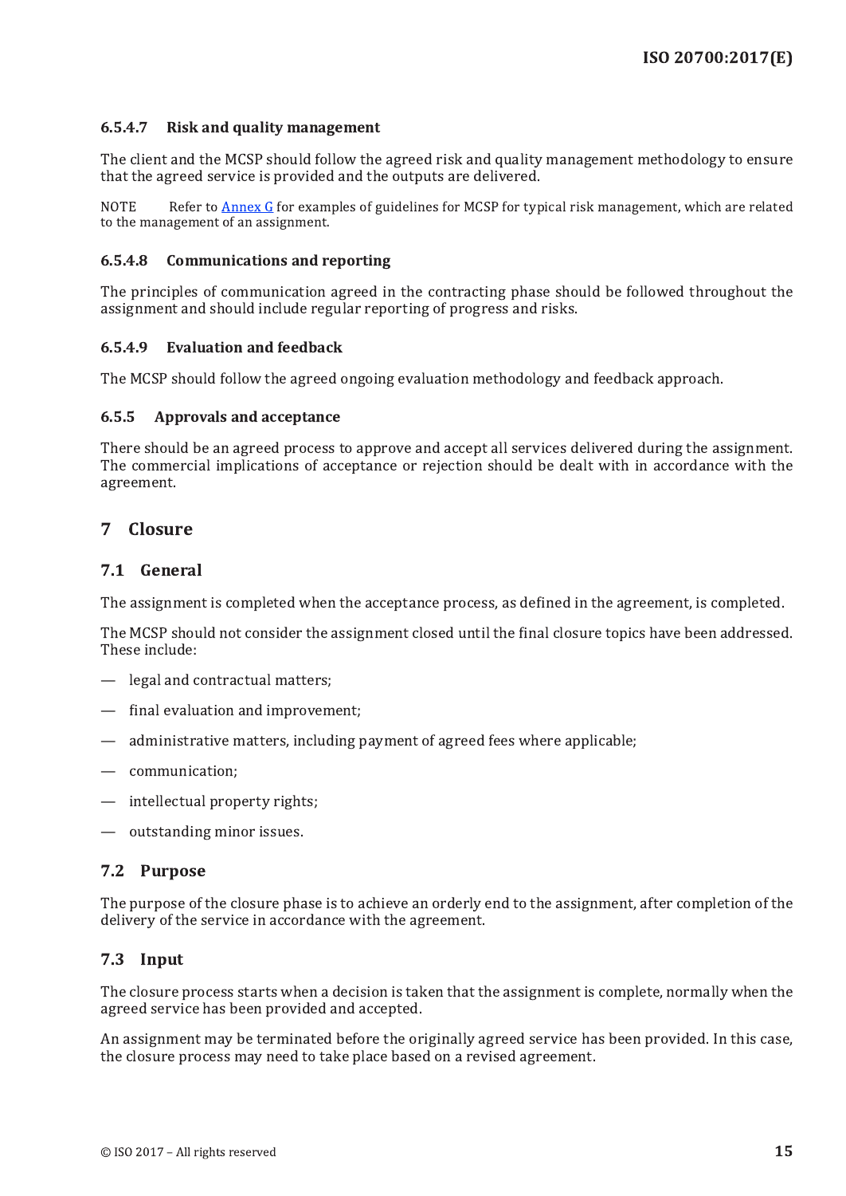#### 6.5.4.7 Risk and quality management

The client and the MCSP should follow the agreed risk and quality management methodology to ensure that the agreed service is provided and the outputs are delivered.

NOTE Refer to Annex G for examples of guidelines for MCSP for typical risk management, which are related to the management of an assignment.

#### 6.5.4.8 Communications and reporting

The principles of communication agreed in the contracting phase should be followed throughout the assignment and should include regular reporting of progress and risks.

#### 6.5.4.9 Evaluation and feedback

The MCSP should follow the agreed ongoing evaluation methodology and feedback approach.

### 6.5.5 Approvals and acceptance

There should be an agreed process to approve and accept all services delivered during the assignment. The commercial implications of acceptance or rejection should be dealt with in accordance with the agreement.

# 7 Closure

## 7.1 General

The assignment is completed when the acceptance process, as defined in the agreement, is completed.

The MCSP should not consider the assignment closed until the final closure topics have been addressed. These include:

— legal and contractual matters;

— final evaluation and improvement;

— administrative matters, including payment of agreed fees where applicable;

— communication;

— intellectual property rights;

— outstanding minor issues.

## 7.2 Purpose

The purpose of the closure phase is to achieve an orderly end to the assignment, after completion of the delivery of the service in accordance with the agreement.

## 7.3 Input

The closure process starts when a decision is taken that the assignment is complete, normally when the agreed service has been provided and accepted.

An assignment may be terminated before the originally agreed service has been provided. In this case, the closure process may need to take place based on a revised agreement.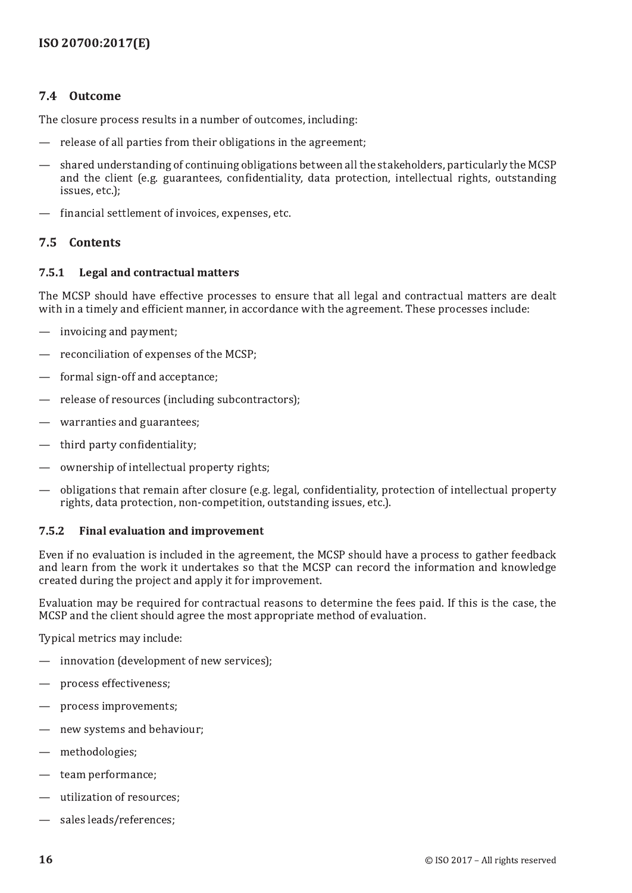### 7.4 Outcome

The closure process results in a number of outcomes, including:

— release of all parties from their obligations in the agreement;

— shared understanding of continuing obligations between all the stakeholders, particularly the MCSP and the client (e.g. guarantees, confidentiality, data protection, intellectual rights, outstanding issues, etc.);

— financial settlement of invoices, expenses, etc.

### 7.5 Contents

#### 7.5.1 Legal and contractual matters

The MCSP should have effective processes to ensure that all legal and contractual matters are dealt with in a timely and efficient manner, in accordance with the agreement. These processes include:

— invoicing and payment;

— reconciliation of expenses of the MCSP;

— formal sign-off and acceptance;

— release of resources (including subcontractors);

— warranties and guarantees;

— third party confidentiality;

— ownership of intellectual property rights;

— obligations that remain after closure (e.g. legal, confidentiality, protection of intellectual property rights, data protection, non-competition, outstanding issues, etc.).

#### 7.5.2 Final evaluation and improvement

Even if no evaluation is included in the agreement, the MCSP should have a process to gather feedback and learn from the work it undertakes so that the MCSP can record the information and knowledge created during the project and apply it for improvement.

Evaluation may be required for contractual reasons to determine the fees paid. If this is the case, the MCSP and the client should agree the most appropriate method of evaluation.

Typical metrics may include:

— innovation (development of new services);

— process effectiveness;

— process improvements;

— new systems and behaviour;

— methodologies;

— team performance;

— utilization of resources;

— sales leads/references;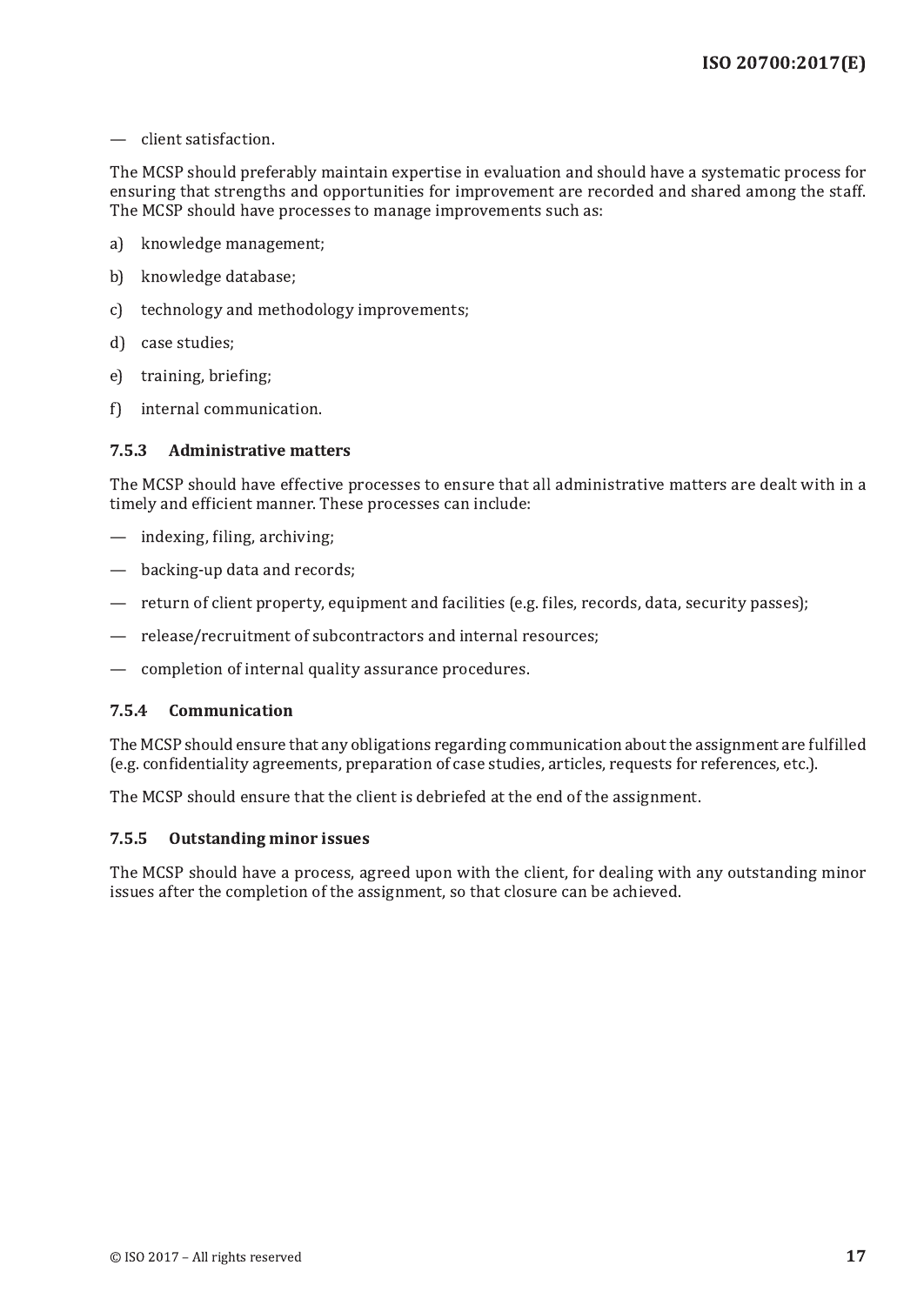— client satisfaction.

The MCSP should preferably maintain expertise in evaluation and should have a systematic process for ensuring that strengths and opportunities for improvement are recorded and shared among the staff. The MCSP should have processes to manage improvements such as:

a) knowledge management;

b) knowledge database;

c) technology and methodology improvements;

d) case studies;

e) training, briefing;

f) internal communication.

### 7.5.3 Administrative matters

The MCSP should have effective processes to ensure that all administrative matters are dealt with in a timely and efficient manner. These processes can include:

— indexing, filing, archiving;

— backing-up data and records;

— return of client property, equipment and facilities (e.g. files, records, data, security passes);

— release/recruitment of subcontractors and internal resources;

— completion of internal quality assurance procedures.

### 7.5.4 Communication

The MCSP should ensure that any obligations regarding communication about the assignment are fulfilled (e.g. confidentiality agreements, preparation of case studies, articles, requests for references, etc.).

The MCSP should ensure that the client is debriefed at the end of the assignment.

### 7.5.5 Outstanding minor issues

The MCSP should have a process, agreed upon with the client, for dealing with any outstanding minor issues after the completion of the assignment, so that closure can be achieved.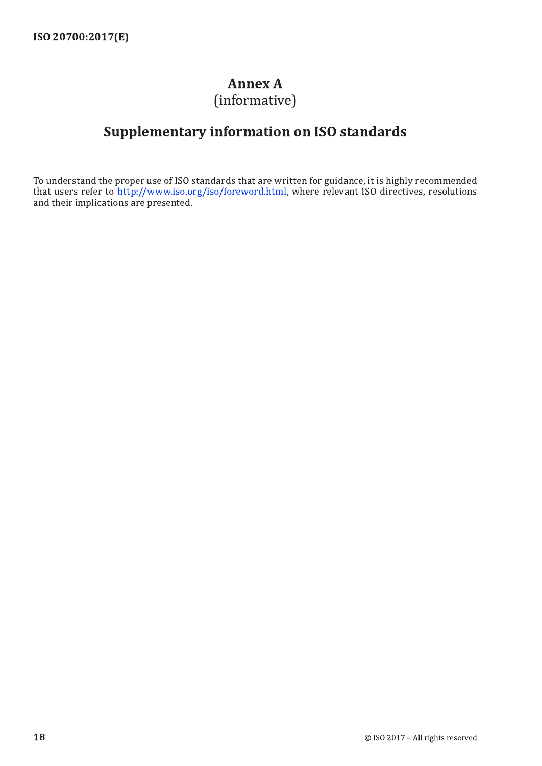# Annex A
(informative)

## Supplementary information on ISO standards

To understand the proper use of ISO standards that are written for guidance, it is highly recommended that users refer to http://www.iso.org/iso/foreword.html, where relevant ISO directives, resolutions and their implications are presented.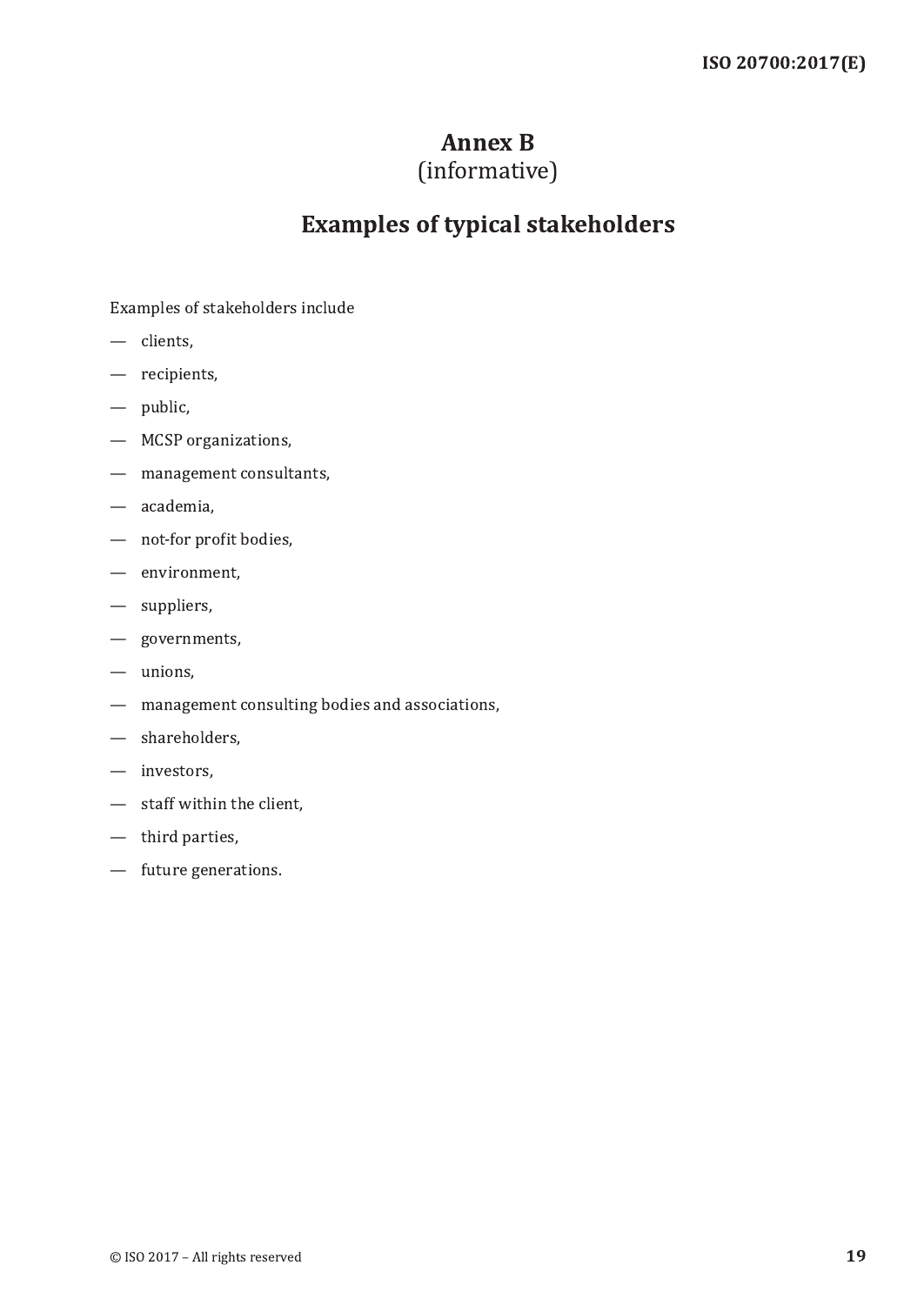# Annex B
(informative)

## Examples of typical stakeholders

Examples of stakeholders include

- clients,
- recipients,
- public,
- MCSP organizations,
- management consultants,
- academia,
- not-for profit bodies,
- environment,
- suppliers,
- governments,
- unions,
- management consulting bodies and associations,
- shareholders,
- investors,
- staff within the client,
- third parties,
- future generations.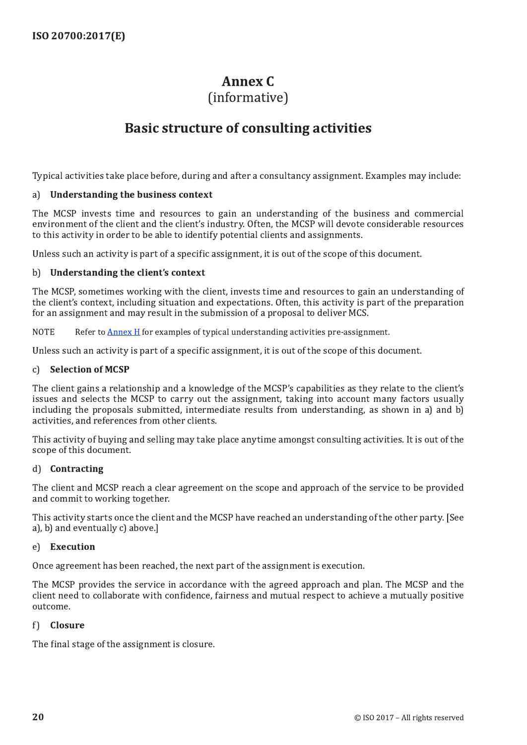# Annex C
(informative)

# Basic structure of consulting activities

Typical activities take place before, during and after a consultancy assignment. Examples may include:

a) **Understanding the business context**

The MCSP invests time and resources to gain an understanding of the business and commercial environment of the client and the client's industry. Often, the MCSP will devote considerable resources to this activity in order to be able to identify potential clients and assignments.

Unless such an activity is part of a specific assignment, it is out of the scope of this document.

b) **Understanding the client's context**

The MCSP, sometimes working with the client, invests time and resources to gain an understanding of the client's context, including situation and expectations. Often, this activity is part of the preparation for an assignment and may result in the submission of a proposal to deliver MCS.

NOTE Refer to Annex H for examples of typical understanding activities pre-assignment.

Unless such an activity is part of a specific assignment, it is out of the scope of this document.

c) **Selection of MCSP**

The client gains a relationship and a knowledge of the MCSP's capabilities as they relate to the client's issues and selects the MCSP to carry out the assignment, taking into account many factors usually including the proposals submitted, intermediate results from understanding, as shown in a) and b) activities, and references from other clients.

This activity of buying and selling may take place anytime amongst consulting activities. It is out of the scope of this document.

d) **Contracting**

The client and MCSP reach a clear agreement on the scope and approach of the service to be provided and commit to working together.

This activity starts once the client and the MCSP have reached an understanding of the other party. [See a), b) and eventually c) above.]

e) **Execution**

Once agreement has been reached, the next part of the assignment is execution.

The MCSP provides the service in accordance with the agreed approach and plan. The MCSP and the client need to collaborate with confidence, fairness and mutual respect to achieve a mutually positive outcome.

f) **Closure**

The final stage of the assignment is closure.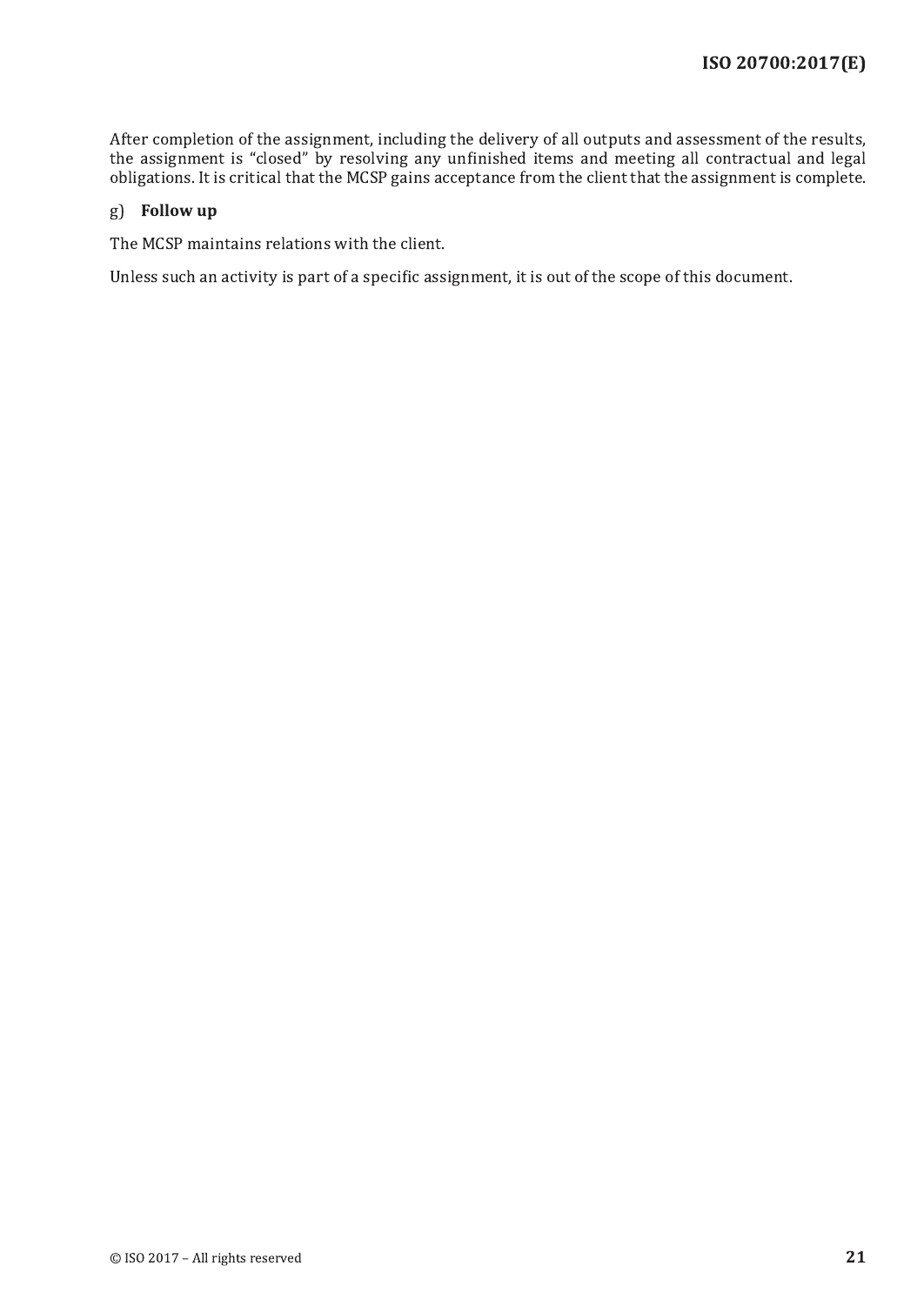After completion of the assignment, including the delivery of all outputs and assessment of the results, the assignment is "closed" by resolving any unfinished items and meeting all contractual and legal obligations. It is critical that the MCSP gains acceptance from the client that the assignment is complete.

g) **Follow up**

The MCSP maintains relations with the client.

Unless such an activity is part of a specific assignment, it is out of the scope of this document.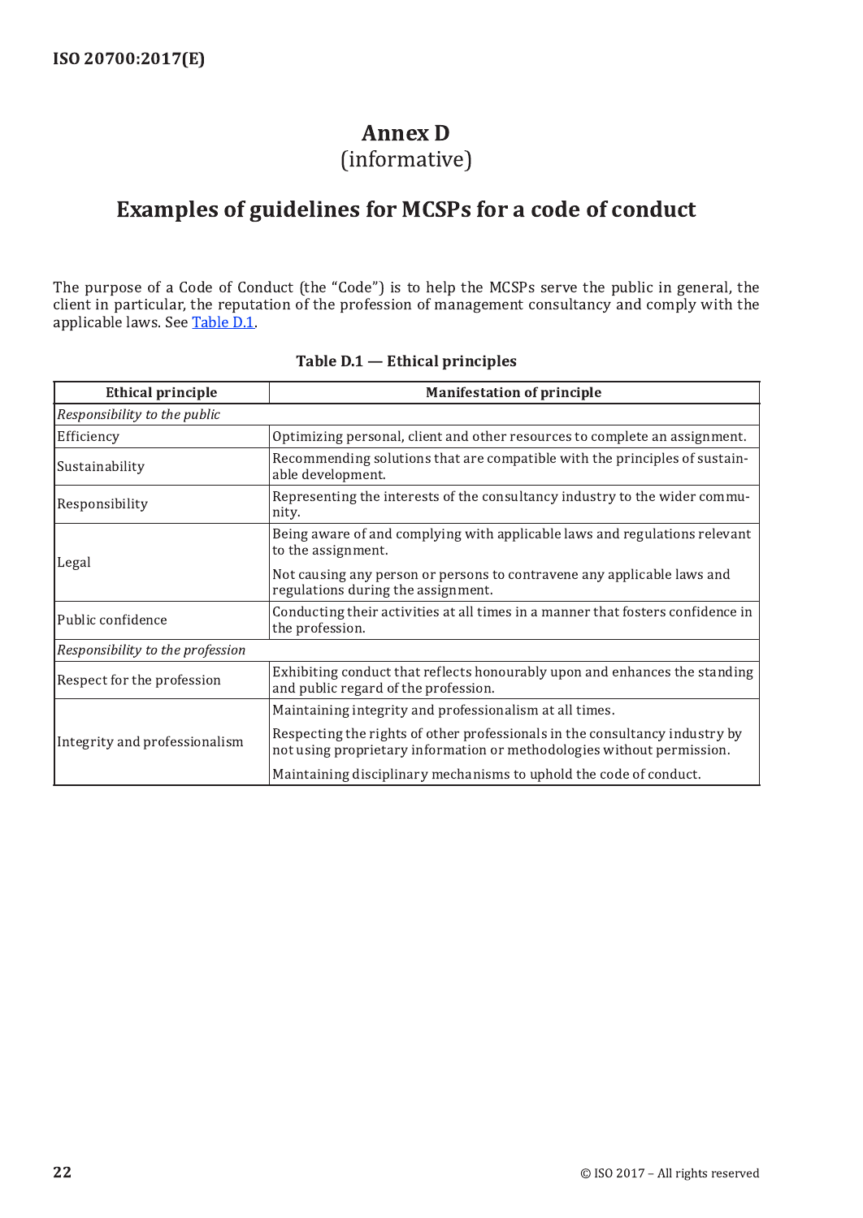# Annex D
(informative)

## Examples of guidelines for MCSPs for a code of conduct

The purpose of a Code of Conduct (the "Code") is to help the MCSPs serve the public in general, the client in particular, the reputation of the profession of management consultancy and comply with the applicable laws. See Table D.1.

**Table D.1 — Ethical principles**

| Ethical principle | Manifestation of principle |
|---|---|
| *Responsibility to the public* | |
| Efficiency | Optimizing personal, client and other resources to complete an assignment. |
| Sustainability | Recommending solutions that are compatible with the principles of sustainable development. |
| Responsibility | Representing the interests of the consultancy industry to the wider community. |
| Legal | Being aware of and complying with applicable laws and regulations relevant to the assignment.<br><br>Not causing any person or persons to contravene any applicable laws and regulations during the assignment. |
| Public confidence | Conducting their activities at all times in a manner that fosters confidence in the profession. |
| *Responsibility to the profession* | |
| Respect for the profession | Exhibiting conduct that reflects honourably upon and enhances the standing and public regard of the profession. |
| Integrity and professionalism | Maintaining integrity and professionalism at all times.<br><br>Respecting the rights of other professionals in the consultancy industry by not using proprietary information or methodologies without permission.<br><br>Maintaining disciplinary mechanisms to uphold the code of conduct. |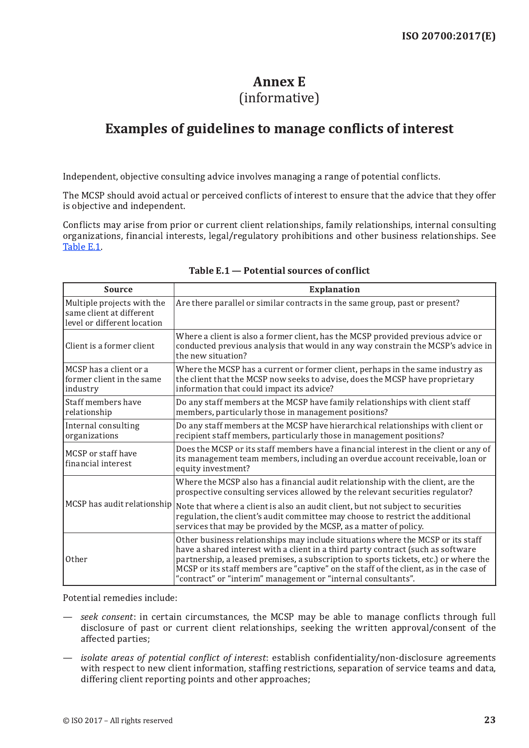# Annex E
(informative)

## Examples of guidelines to manage conflicts of interest

Independent, objective consulting advice involves managing a range of potential conflicts.

The MCSP should avoid actual or perceived conflicts of interest to ensure that the advice that they offer is objective and independent.

Conflicts may arise from prior or current client relationships, family relationships, internal consulting organizations, financial interests, legal/regulatory prohibitions and other business relationships. See Table E.1.

**Table E.1 — Potential sources of conflict**

| Source | Explanation |
|---|---|
| Multiple projects with the same client at different level or different location | Are there parallel or similar contracts in the same group, past or present? |
| Client is a former client | Where a client is also a former client, has the MCSP provided previous advice or conducted previous analysis that would in any way constrain the MCSP's advice in the new situation? |
| MCSP has a client or a former client in the same industry | Where the MCSP has a current or former client, perhaps in the same industry as the client that the MCSP now seeks to advise, does the MCSP have proprietary information that could impact its advice? |
| Staff members have relationship | Do any staff members at the MCSP have family relationships with client staff members, particularly those in management positions? |
| Internal consulting organizations | Do any staff members at the MCSP have hierarchical relationships with client or recipient staff members, particularly those in management positions? |
| MCSP or staff have financial interest | Does the MCSP or its staff members have a financial interest in the client or any of its management team members, including an overdue account receivable, loan or equity investment? |
| MCSP has audit relationship | Where the MCSP also has a financial audit relationship with the client, are the prospective consulting services allowed by the relevant securities regulator?<br><br>Note that where a client is also an audit client, but not subject to securities regulation, the client's audit committee may choose to restrict the additional services that may be provided by the MCSP, as a matter of policy. |
| Other | Other business relationships may include situations where the MCSP or its staff have a shared interest with a client in a third party contract (such as software partnership, a leased premises, a subscription to sports tickets, etc.) or where the MCSP or its staff members are "captive" on the staff of the client, as in the case of "contract" or "interim" management or "internal consultants". |

Potential remedies include:

— *seek consent*: in certain circumstances, the MCSP may be able to manage conflicts through full disclosure of past or current client relationships, seeking the written approval/consent of the affected parties;

— *isolate areas of potential conflict of interest*: establish confidentiality/non-disclosure agreements with respect to new client information, staffing restrictions, separation of service teams and data, differing client reporting points and other approaches;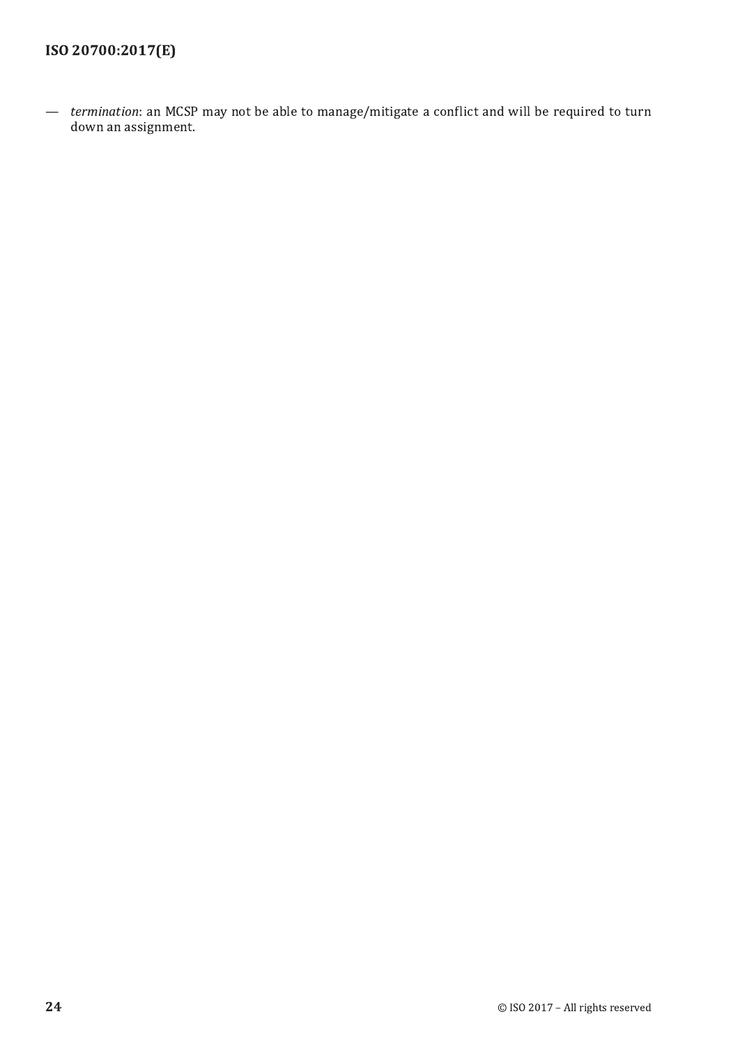- *termination*: an MCSP may not be able to manage/mitigate a conflict and will be required to turn down an assignment.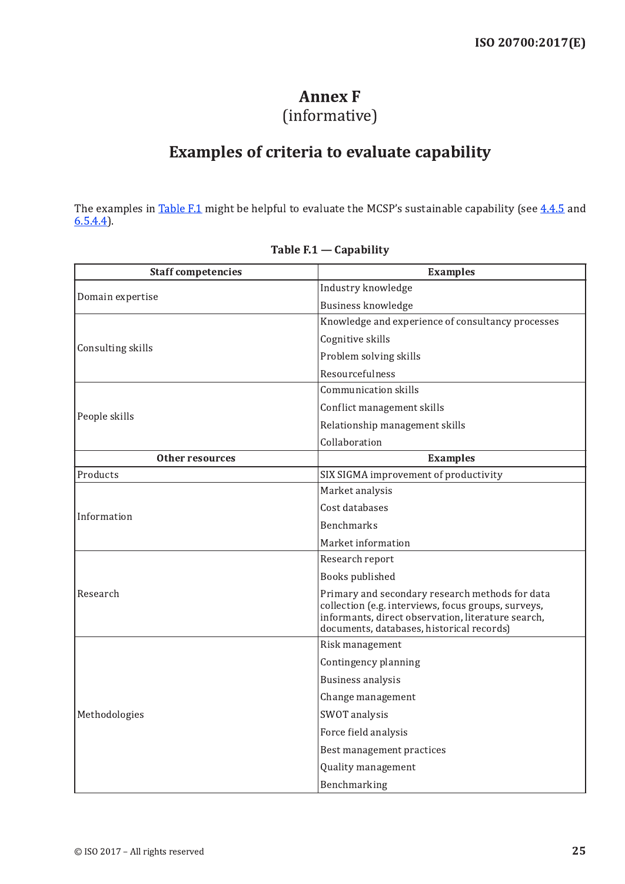# Annex F
(informative)

## Examples of criteria to evaluate capability

The examples in Table F.1 might be helpful to evaluate the MCSP's sustainable capability (see 4.4.5 and 6.5.4.4).

**Table F.1 — Capability**

| Staff competencies | Examples |
|---|---|
| Domain expertise | Industry knowledge<br>Business knowledge |
| Consulting skills | Knowledge and experience of consultancy processes<br>Cognitive skills<br>Problem solving skills<br>Resourcefulness |
| People skills | Communication skills<br>Conflict management skills<br>Relationship management skills<br>Collaboration |
| **Other resources** | **Examples** |
| Products | SIX SIGMA improvement of productivity |
| Information | Market analysis<br>Cost databases<br>Benchmarks<br>Market information |
| Research | Research report<br>Books published<br>Primary and secondary research methods for data collection (e.g. interviews, focus groups, surveys, informants, direct observation, literature search, documents, databases, historical records) |
| Methodologies | Risk management<br>Contingency planning<br>Business analysis<br>Change management<br>SWOT analysis<br>Force field analysis<br>Best management practices<br>Quality management<br>Benchmarking |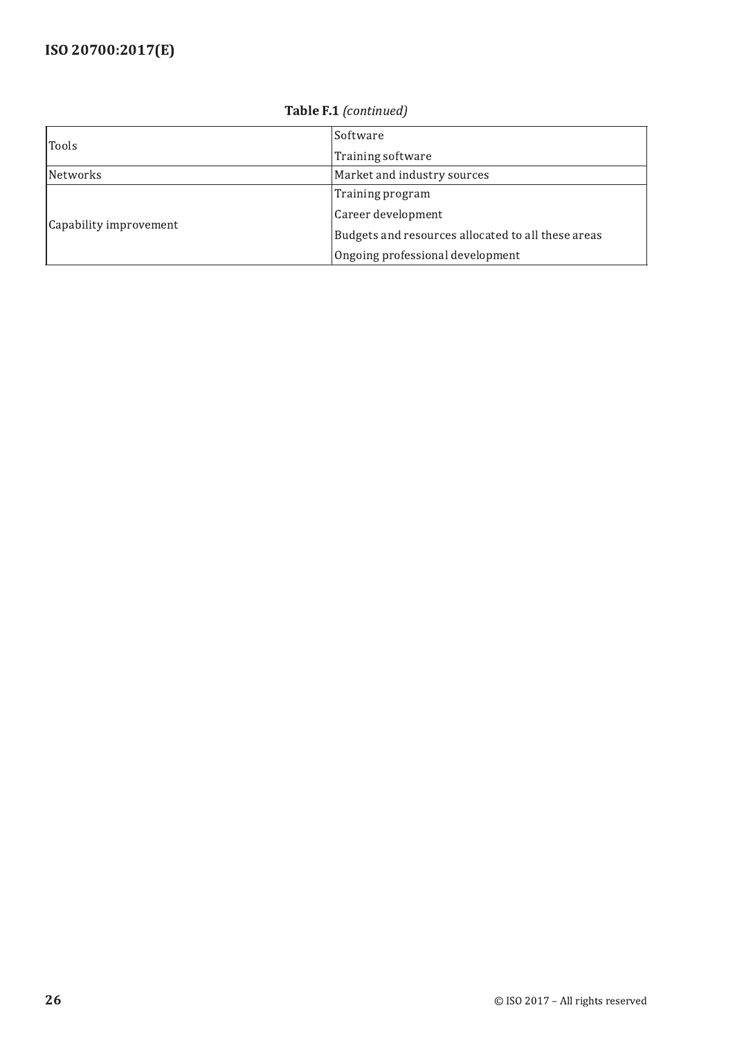**Table F.1** *(continued)*

| | |
|---|---|
| Tools | Software |
| | Training software |
| Networks | Market and industry sources |
| Capability improvement | Training program |
| | Career development |
| | Budgets and resources allocated to all these areas |
| | Ongoing professional development |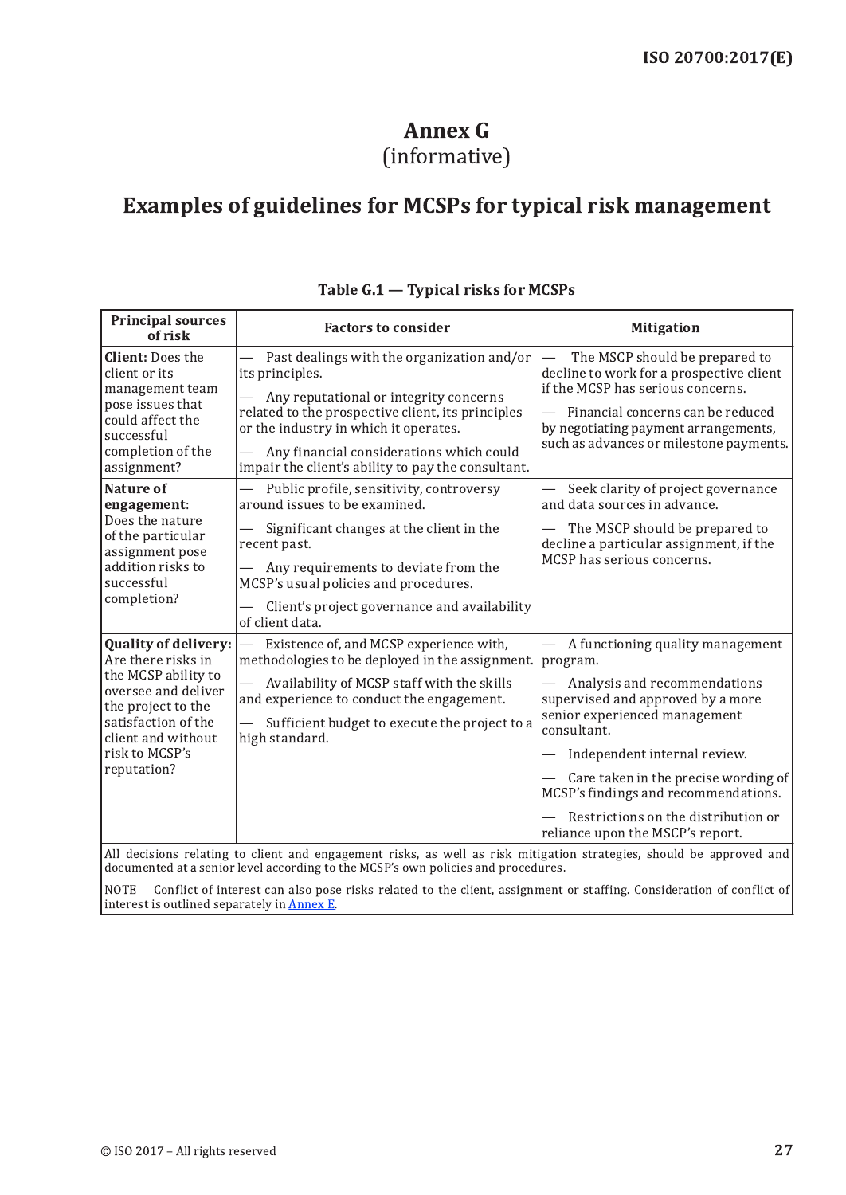# Annex G
(informative)

## Examples of guidelines for MCSPs for typical risk management

**Table G.1 — Typical risks for MCSPs**

| Principal sources of risk | Factors to consider | Mitigation |
|---|---|---|
| **Client:** Does the client or its management team pose issues that could affect the successful completion of the assignment? | — Past dealings with the organization and/or its principles.<br>— Any reputational or integrity concerns related to the prospective client, its principles or the industry in which it operates.<br>— Any financial considerations which could impair the client's ability to pay the consultant. | — The MSCP should be prepared to decline to work for a prospective client if the MCSP has serious concerns.<br>— Financial concerns can be reduced by negotiating payment arrangements, such as advances or milestone payments. |
| **Nature of engagement**: Does the nature of the particular assignment pose addition risks to successful completion? | — Public profile, sensitivity, controversy around issues to be examined.<br>— Significant changes at the client in the recent past.<br>— Any requirements to deviate from the MCSP's usual policies and procedures.<br>— Client's project governance and availability of client data. | — Seek clarity of project governance and data sources in advance.<br>— The MSCP should be prepared to decline a particular assignment, if the MCSP has serious concerns. |
| **Quality of delivery:** Are there risks in the MCSP ability to oversee and deliver the project to the satisfaction of the client and without risk to MCSP's reputation? | — Existence of, and MCSP experience with, methodologies to be deployed in the assignment.<br>— Availability of MCSP staff with the skills and experience to conduct the engagement.<br>— Sufficient budget to execute the project to a high standard. | — A functioning quality management program.<br>— Analysis and recommendations supervised and approved by a more senior experienced management consultant.<br>— Independent internal review.<br>— Care taken in the precise wording of MCSP's findings and recommendations.<br>— Restrictions on the distribution or reliance upon the MSCP's report. |
| All decisions relating to client and engagement risks, as well as risk mitigation strategies, should be approved and documented at a senior level according to the MCSP's own policies and procedures.<br><br>NOTE Conflict of interest can also pose risks related to the client, assignment or staffing. Consideration of conflict of interest is outlined separately in Annex E. | | |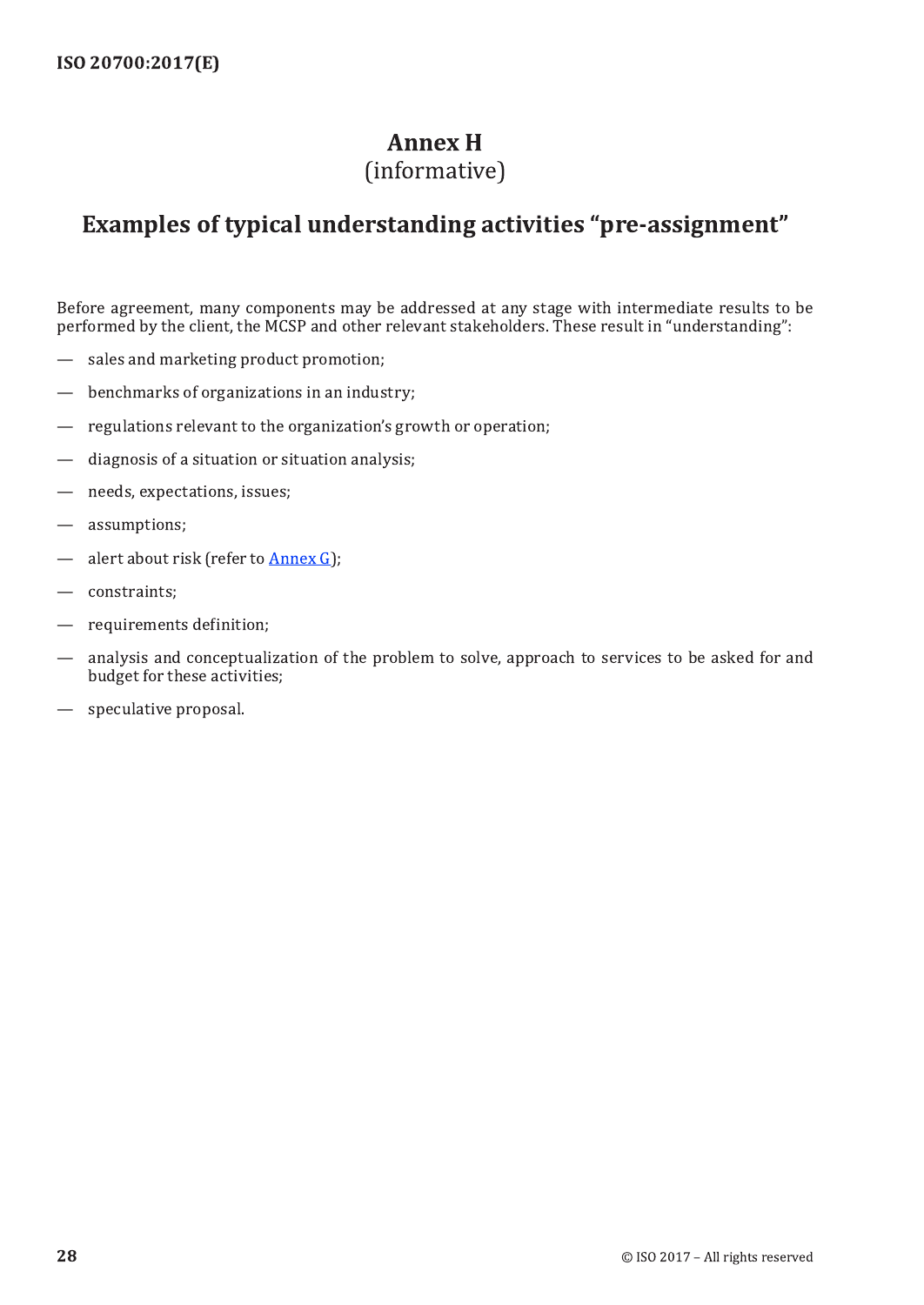# Annex H
(informative)

## Examples of typical understanding activities "pre-assignment"

Before agreement, many components may be addressed at any stage with intermediate results to be performed by the client, the MCSP and other relevant stakeholders. These result in "understanding":

- sales and marketing product promotion;
- benchmarks of organizations in an industry;
- regulations relevant to the organization's growth or operation;
- diagnosis of a situation or situation analysis;
- needs, expectations, issues;
- assumptions;
- alert about risk (refer to Annex G);
- constraints;
- requirements definition;
- analysis and conceptualization of the problem to solve, approach to services to be asked for and budget for these activities;
- speculative proposal.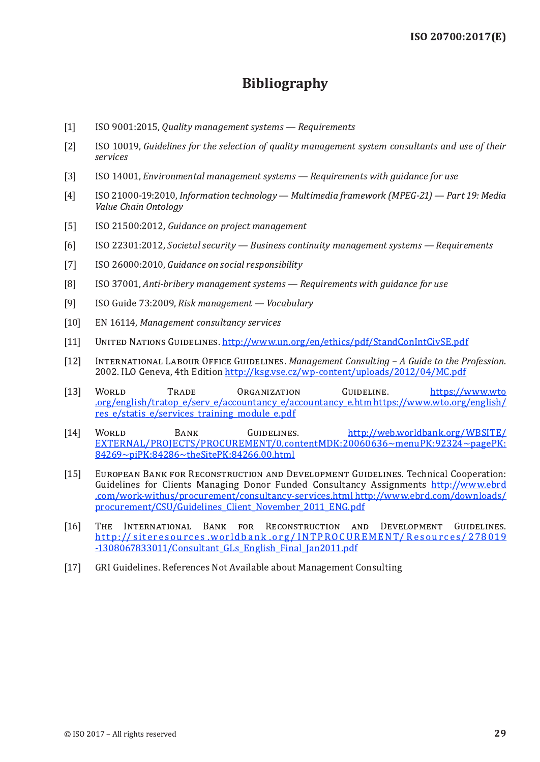# Bibliography

[1] ISO 9001:2015, *Quality management systems — Requirements*

[2] ISO 10019, *Guidelines for the selection of quality management system consultants and use of their services*

[3] ISO 14001, *Environmental management systems — Requirements with guidance for use*

[4] ISO 21000-19:2010, *Information technology — Multimedia framework (MPEG-21) — Part 19: Media Value Chain Ontology*

[5] ISO 21500:2012, *Guidance on project management*

[6] ISO 22301:2012, *Societal security — Business continuity management systems — Requirements*

[7] ISO 26000:2010, *Guidance on social responsibility*

[8] ISO 37001, *Anti-bribery management systems — Requirements with guidance for use*

[9] ISO Guide 73:2009, *Risk management — Vocabulary*

[10] EN 16114, *Management consultancy services*

[11] United Nations Guidelines. http://www.un.org/en/ethics/pdf/StandConIntCivSE.pdf

[12] International Labour Office Guidelines. *Management Consulting – A Guide to the Profession*. 2002. ILO Geneva, 4th Edition http://ksg.vse.cz/wp-content/uploads/2012/04/MC.pdf

[13] World Trade Organization Guideline. https://www.wto.org/english/tratop_e/serv_e/accountancy_e/accountancy_e.htm https://www.wto.org/english/res_e/statis_e/services_training_module_e.pdf

[14] World Bank Guidelines. http://web.worldbank.org/WBSITE/EXTERNAL/PROJECTS/PROCUREMENT/0,contentMDK:20060636~menuPK:92324~pagePK:84269~piPK:84286~theSitePK:84266,00.html

[15] European Bank for Reconstruction and Development Guidelines. Technical Cooperation: Guidelines for Clients Managing Donor Funded Consultancy Assignments http://www.ebrd.com/work-withus/procurement/consultancy-services.html http://www.ebrd.com/downloads/procurement/CSU/Guidelines_Client_November_2011_ENG.pdf

[16] The International Bank for Reconstruction and Development Guidelines. http://siteresources.worldbank.org/INTPROCUREMENT/Resources/278019-1308067833011/Consultant_GLs_English_Final_Jan2011.pdf

[17] GRI Guidelines. References Not Available about Management Consulting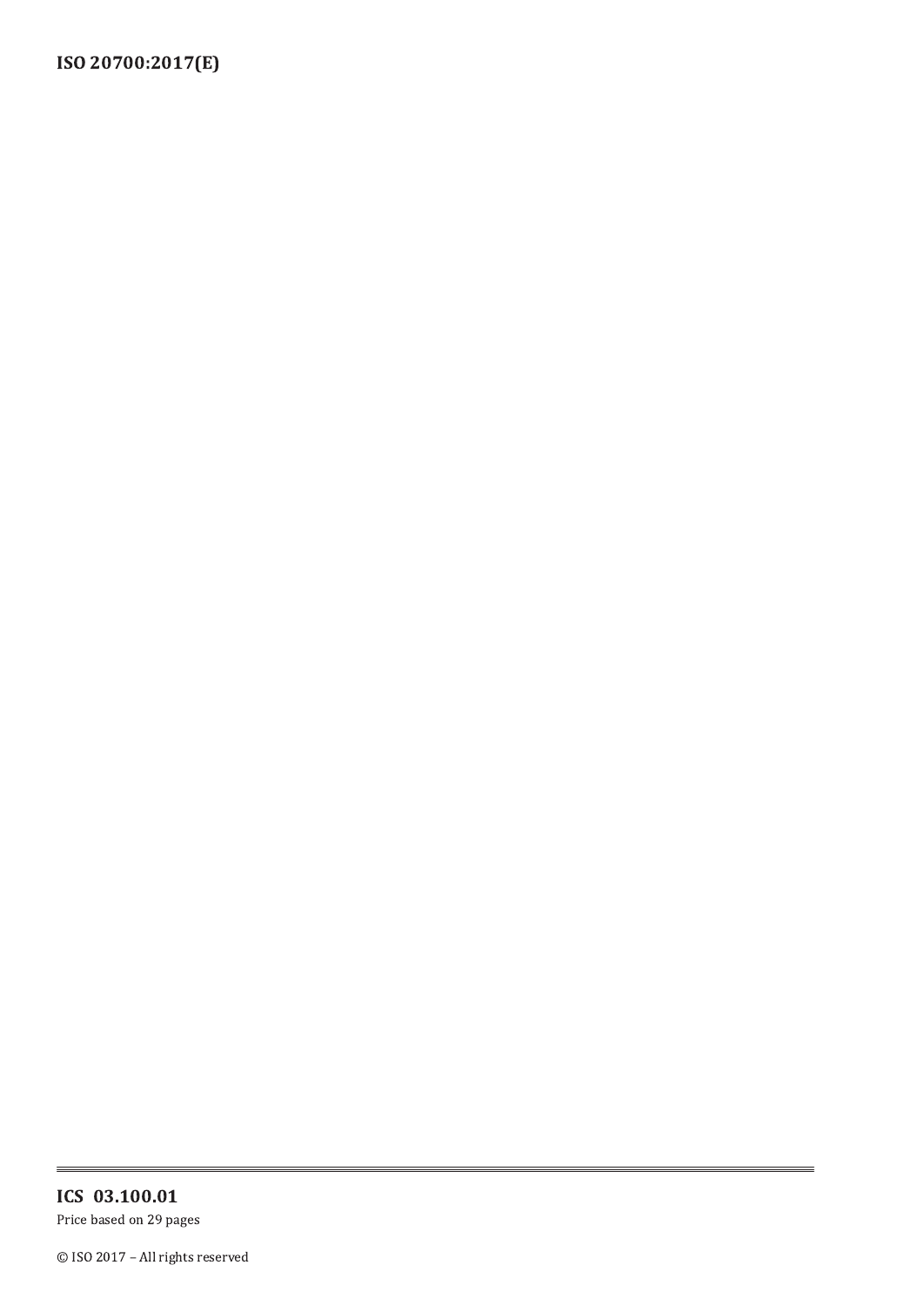**ICS 03.100.01**

Price based on 29 pages